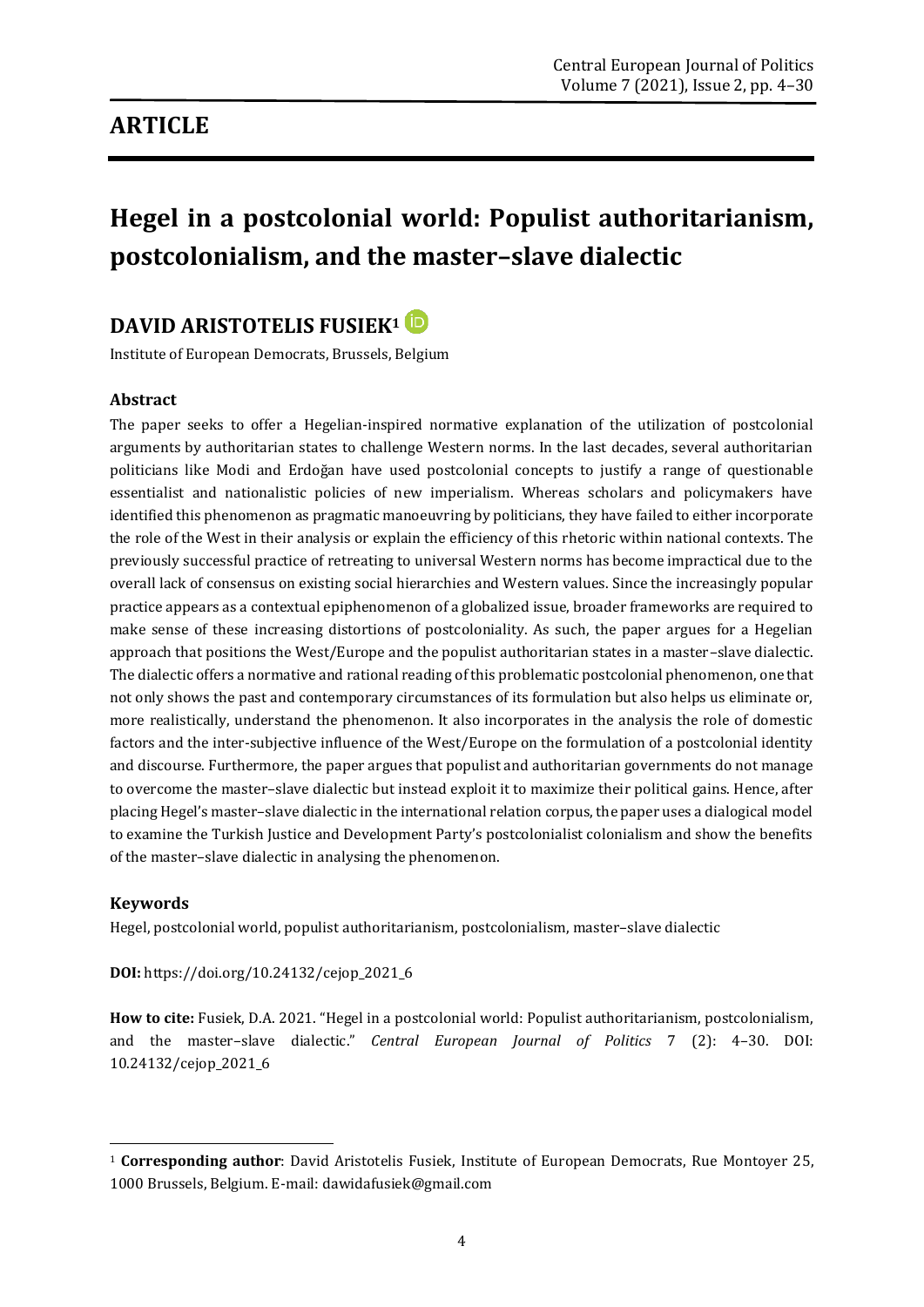## ARTICLE

# Hegel in a postcolonial world: Populist authoritarianism, postcolonialism, and the master–slave dialectic

## DAVID ARISTOTELIS FUSIEK[1]

Institute of European Democrats, Brussels, Belgium

### Abstract

The paper seeks to offer a Hegelian-inspired normative explanation of the utilization of postcolonial arguments by authoritarian states to challenge Western norms. In the last decades, several authoritarian politicians like Modi and Erdoğan have used postcolonial concepts to justify a range of questionable essentialist and nationalistic policies of new imperialism. Whereas scholars and policymakers have identified this phenomenon as pragmatic manoeuvring by politicians, they have failed to either incorporate the role of the West in their analysis or explain the efficiency of this rhetoric within national contexts. The previously successful practice of retreating to universal Western norms has become impractical due to the overall lack of consensus on existing social hierarchies and Western values. Since the increasingly popular practice appears as a contextual epiphenomenon of a globalized issue, broader frameworks are required to make sense of these increasing distortions of postcoloniality. As such, the paper argues for a Hegelian approach that positions the West/Europe and the populist authoritarian states in a master–slave dialectic. The dialectic offers a normative and rational reading of this problematic postcolonial phenomenon, one that not only shows the past and contemporary circumstances of its formulation but also helps us eliminate or, more realistically, understand the phenomenon. It also incorporates in the analysis the role of domestic factors and the inter-subjective influence of the West/Europe on the formulation of a postcolonial identity and discourse. Furthermore, the paper argues that populist and authoritarian governments do not manage to overcome the master–slave dialectic but instead exploit it to maximize their political gains. Hence, after placing Hegel's master–slave dialectic in the international relation corpus, the paper uses a dialogical model to examine the Turkish Justice and Development Party's postcolonialist colonialism and show the benefits of the master–slave dialectic in analysing the phenomenon.

### Keywords

Hegel, postcolonial world, populist authoritarianism, postcolonialism, master–slave dialectic

**DOI:** https://doi.org/10.24132/cejop_2021_6

**How to cite:** Fusiek, D.A. 2021. "Hegel in a postcolonial world: Populist authoritarianism, postcolonialism, and the master–slave dialectic." *Central European Journal of Politics* 7 (2): 4–30. DOI: 10.24132/cejop_2021_6

---

[1] **Corresponding author**: David Aristotelis Fusiek, Institute of European Democrats, Rue Montoyer 25, 1000 Brussels, Belgium. E-mail: dawidafusiek@gmail.com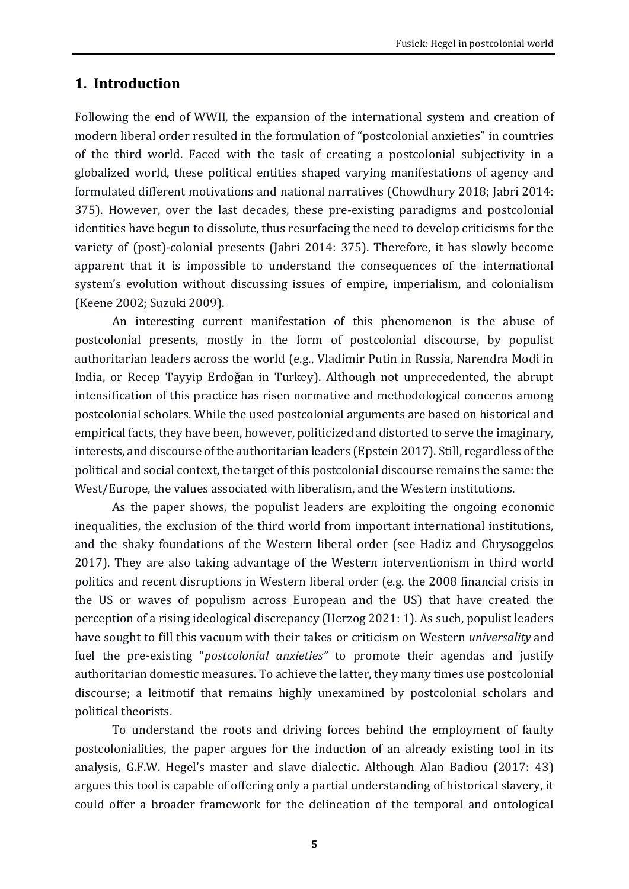## 1. Introduction

Following the end of WWII, the expansion of the international system and creation of modern liberal order resulted in the formulation of "postcolonial anxieties" in countries of the third world. Faced with the task of creating a postcolonial subjectivity in a globalized world, these political entities shaped varying manifestations of agency and formulated different motivations and national narratives (Chowdhury 2018; Jabri 2014: 375). However, over the last decades, these pre-existing paradigms and postcolonial identities have begun to dissolute, thus resurfacing the need to develop criticisms for the variety of (post)-colonial presents (Jabri 2014: 375). Therefore, it has slowly become apparent that it is impossible to understand the consequences of the international system's evolution without discussing issues of empire, imperialism, and colonialism (Keene 2002; Suzuki 2009).

An interesting current manifestation of this phenomenon is the abuse of postcolonial presents, mostly in the form of postcolonial discourse, by populist authoritarian leaders across the world (e.g., Vladimir Putin in Russia, Narendra Modi in India, or Recep Tayyip Erdoğan in Turkey). Although not unprecedented, the abrupt intensification of this practice has risen normative and methodological concerns among postcolonial scholars. While the used postcolonial arguments are based on historical and empirical facts, they have been, however, politicized and distorted to serve the imaginary, interests, and discourse of the authoritarian leaders (Epstein 2017). Still, regardless of the political and social context, the target of this postcolonial discourse remains the same: the West/Europe, the values associated with liberalism, and the Western institutions.

As the paper shows, the populist leaders are exploiting the ongoing economic inequalities, the exclusion of the third world from important international institutions, and the shaky foundations of the Western liberal order (see Hadiz and Chrysoggelos 2017). They are also taking advantage of the Western interventionism in third world politics and recent disruptions in Western liberal order (e.g. the 2008 financial crisis in the US or waves of populism across European and the US) that have created the perception of a rising ideological discrepancy (Herzog 2021: 1). As such, populist leaders have sought to fill this vacuum with their takes or criticism on Western *universality* and fuel the pre-existing "*postcolonial anxieties"* to promote their agendas and justify authoritarian domestic measures. To achieve the latter, they many times use postcolonial discourse; a leitmotif that remains highly unexamined by postcolonial scholars and political theorists.

To understand the roots and driving forces behind the employment of faulty postcolonialities, the paper argues for the induction of an already existing tool in its analysis, G.F.W. Hegel's master and slave dialectic. Although Alan Badiou (2017: 43) argues this tool is capable of offering only a partial understanding of historical slavery, it could offer a broader framework for the delineation of the temporal and ontological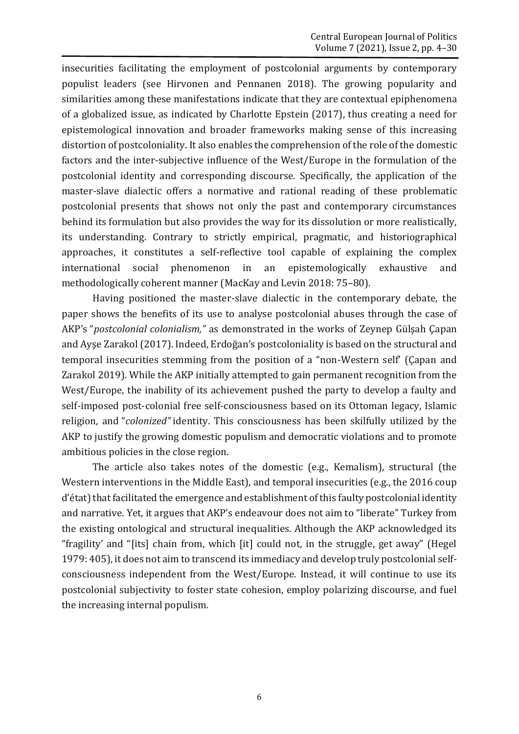insecurities facilitating the employment of postcolonial arguments by contemporary populist leaders (see Hirvonen and Pennanen 2018). The growing popularity and similarities among these manifestations indicate that they are contextual epiphenomena of a globalized issue, as indicated by Charlotte Epstein (2017), thus creating a need for epistemological innovation and broader frameworks making sense of this increasing distortion of postcoloniality. It also enables the comprehension of the role of the domestic factors and the inter-subjective influence of the West/Europe in the formulation of the postcolonial identity and corresponding discourse. Specifically, the application of the master-slave dialectic offers a normative and rational reading of these problematic postcolonial presents that shows not only the past and contemporary circumstances behind its formulation but also provides the way for its dissolution or more realistically, its understanding. Contrary to strictly empirical, pragmatic, and historiographical approaches, it constitutes a self-reflective tool capable of explaining the complex international social phenomenon in an epistemologically exhaustive and methodologically coherent manner (MacKay and Levin 2018: 75–80).

Having positioned the master-slave dialectic in the contemporary debate, the paper shows the benefits of its use to analyse postcolonial abuses through the case of AKP's "*postcolonial colonialism,"* as demonstrated in the works of Zeynep Gülşah Çapan and Ayşe Zarakol (2017). Indeed, Erdoğan's postcoloniality is based on the structural and temporal insecurities stemming from the position of a "non-Western self' (Çapan and Zarakol 2019). While the AKP initially attempted to gain permanent recognition from the West/Europe, the inability of its achievement pushed the party to develop a faulty and self-imposed post-colonial free self-consciousness based on its Ottoman legacy, Islamic religion, and "*colonized"* identity. This consciousness has been skilfully utilized by the AKP to justify the growing domestic populism and democratic violations and to promote ambitious policies in the close region.

The article also takes notes of the domestic (e.g., Kemalism), structural (the Western interventions in the Middle East), and temporal insecurities (e.g., the 2016 coup d'état) that facilitated the emergence and establishment of this faulty postcolonial identity and narrative. Yet, it argues that AKP's endeavour does not aim to "liberate" Turkey from the existing ontological and structural inequalities. Although the AKP acknowledged its "fragility' and "[its] chain from, which [it] could not, in the struggle, get away" (Hegel 1979: 405), it does not aim to transcend its immediacy and develop truly postcolonial self-consciousness independent from the West/Europe. Instead, it will continue to use its postcolonial subjectivity to foster state cohesion, employ polarizing discourse, and fuel the increasing internal populism.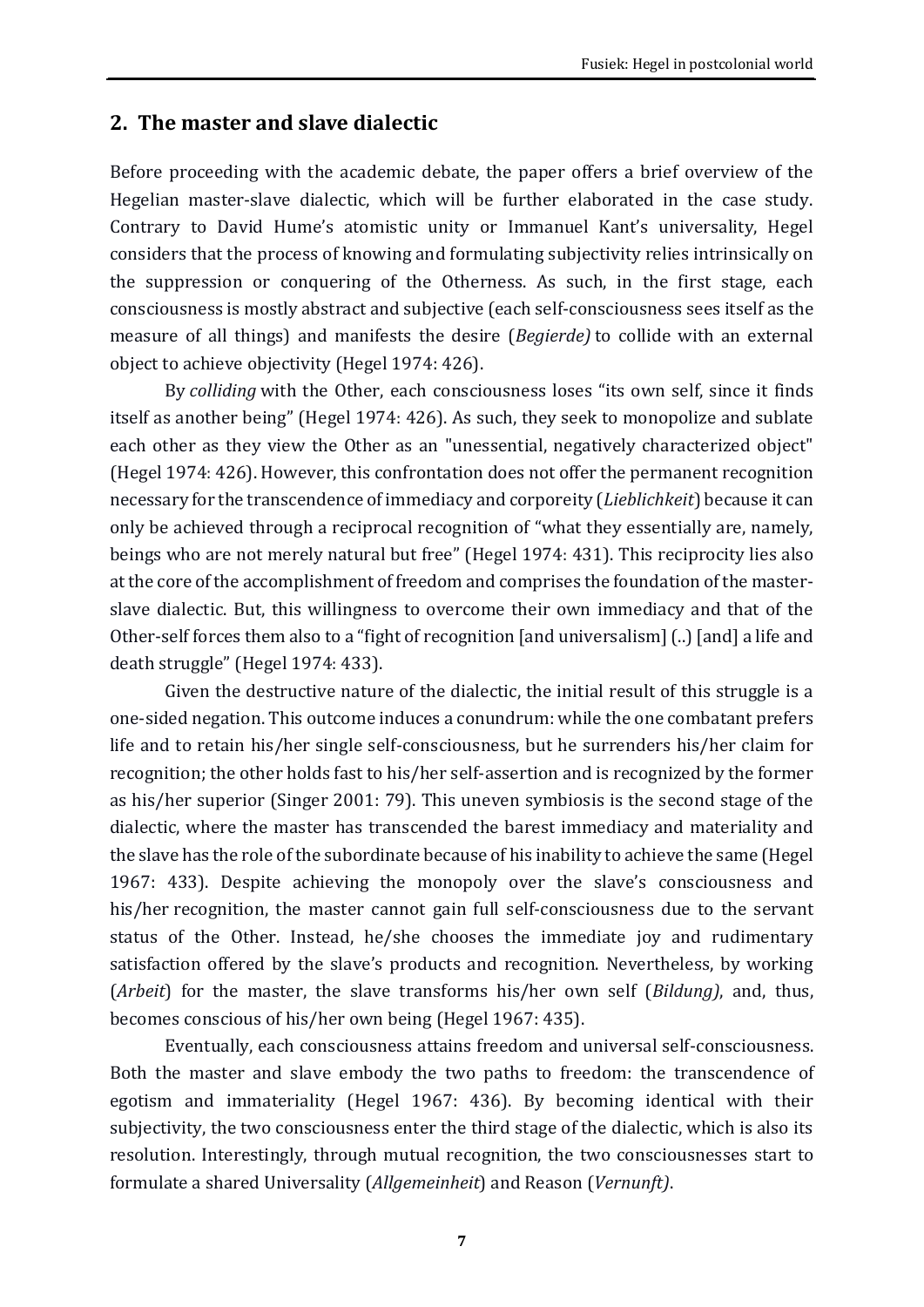## 2. The master and slave dialectic

Before proceeding with the academic debate, the paper offers a brief overview of the Hegelian master-slave dialectic, which will be further elaborated in the case study. Contrary to David Hume's atomistic unity or Immanuel Kant's universality, Hegel considers that the process of knowing and formulating subjectivity relies intrinsically on the suppression or conquering of the Otherness. As such, in the first stage, each consciousness is mostly abstract and subjective (each self-consciousness sees itself as the measure of all things) and manifests the desire (*Begierde)* to collide with an external object to achieve objectivity (Hegel 1974: 426).

By *colliding* with the Other, each consciousness loses "its own self, since it finds itself as another being" (Hegel 1974: 426). As such, they seek to monopolize and sublate each other as they view the Other as an "unessential, negatively characterized object" (Hegel 1974: 426). However, this confrontation does not offer the permanent recognition necessary for the transcendence of immediacy and corporeity (*Lieblichkeit*) because it can only be achieved through a reciprocal recognition of "what they essentially are, namely, beings who are not merely natural but free" (Hegel 1974: 431). This reciprocity lies also at the core of the accomplishment of freedom and comprises the foundation of the master-slave dialectic. But, this willingness to overcome their own immediacy and that of the Other-self forces them also to a "fight of recognition [and universalism] (..) [and] a life and death struggle" (Hegel 1974: 433).

Given the destructive nature of the dialectic, the initial result of this struggle is a one-sided negation. This outcome induces a conundrum: while the one combatant prefers life and to retain his/her single self-consciousness, but he surrenders his/her claim for recognition; the other holds fast to his/her self-assertion and is recognized by the former as his/her superior (Singer 2001: 79). This uneven symbiosis is the second stage of the dialectic, where the master has transcended the barest immediacy and materiality and the slave has the role of the subordinate because of his inability to achieve the same (Hegel 1967: 433). Despite achieving the monopoly over the slave's consciousness and his/her recognition, the master cannot gain full self-consciousness due to the servant status of the Other. Instead, he/she chooses the immediate joy and rudimentary satisfaction offered by the slave's products and recognition. Nevertheless, by working (*Arbeit*) for the master, the slave transforms his/her own self (*Bildung)*, and, thus, becomes conscious of his/her own being (Hegel 1967: 435).

Eventually, each consciousness attains freedom and universal self-consciousness. Both the master and slave embody the two paths to freedom: the transcendence of egotism and immateriality (Hegel 1967: 436). By becoming identical with their subjectivity, the two consciousness enter the third stage of the dialectic, which is also its resolution. Interestingly, through mutual recognition, the two consciousnesses start to formulate a shared Universality (*Allgemeinheit*) and Reason (*Vernunft)*.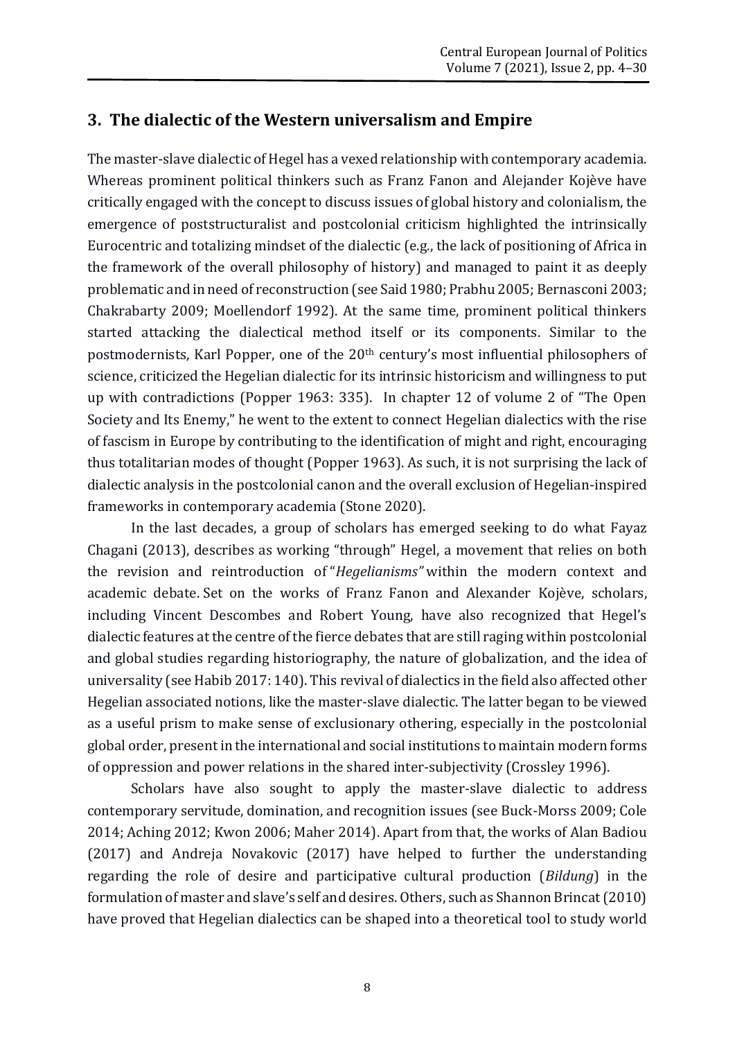## 3. The dialectic of the Western universalism and Empire

The master-slave dialectic of Hegel has a vexed relationship with contemporary academia. Whereas prominent political thinkers such as Franz Fanon and Alejander Kojève have critically engaged with the concept to discuss issues of global history and colonialism, the emergence of poststructuralist and postcolonial criticism highlighted the intrinsically Eurocentric and totalizing mindset of the dialectic (e.g., the lack of positioning of Africa in the framework of the overall philosophy of history) and managed to paint it as deeply problematic and in need of reconstruction (see Said 1980; Prabhu 2005; Bernasconi 2003; Chakrabarty 2009; Moellendorf 1992). At the same time, prominent political thinkers started attacking the dialectical method itself or its components. Similar to the postmodernists, Karl Popper, one of the 20th century's most influential philosophers of science, criticized the Hegelian dialectic for its intrinsic historicism and willingness to put up with contradictions (Popper 1963: 335). In chapter 12 of volume 2 of "The Open Society and Its Enemy," he went to the extent to connect Hegelian dialectics with the rise of fascism in Europe by contributing to the identification of might and right, encouraging thus totalitarian modes of thought (Popper 1963). As such, it is not surprising the lack of dialectic analysis in the postcolonial canon and the overall exclusion of Hegelian-inspired frameworks in contemporary academia (Stone 2020).

In the last decades, a group of scholars has emerged seeking to do what Fayaz Chagani (2013), describes as working "through" Hegel, a movement that relies on both the revision and reintroduction of "*Hegelianisms"* within the modern context and academic debate. Set on the works of Franz Fanon and Alexander Kojève, scholars, including Vincent Descombes and Robert Young, have also recognized that Hegel's dialectic features at the centre of the fierce debates that are still raging within postcolonial and global studies regarding historiography, the nature of globalization, and the idea of universality (see Habib 2017: 140). This revival of dialectics in the field also affected other Hegelian associated notions, like the master-slave dialectic. The latter began to be viewed as a useful prism to make sense of exclusionary othering, especially in the postcolonial global order, present in the international and social institutions to maintain modern forms of oppression and power relations in the shared inter-subjectivity (Crossley 1996).

Scholars have also sought to apply the master-slave dialectic to address contemporary servitude, domination, and recognition issues (see Buck-Morss 2009; Cole 2014; Aching 2012; Kwon 2006; Maher 2014). Apart from that, the works of Alan Badiou (2017) and Andreja Novakovic (2017) have helped to further the understanding regarding the role of desire and participative cultural production (*Bildung*) in the formulation of master and slave's self and desires. Others, such as Shannon Brincat (2010) have proved that Hegelian dialectics can be shaped into a theoretical tool to study world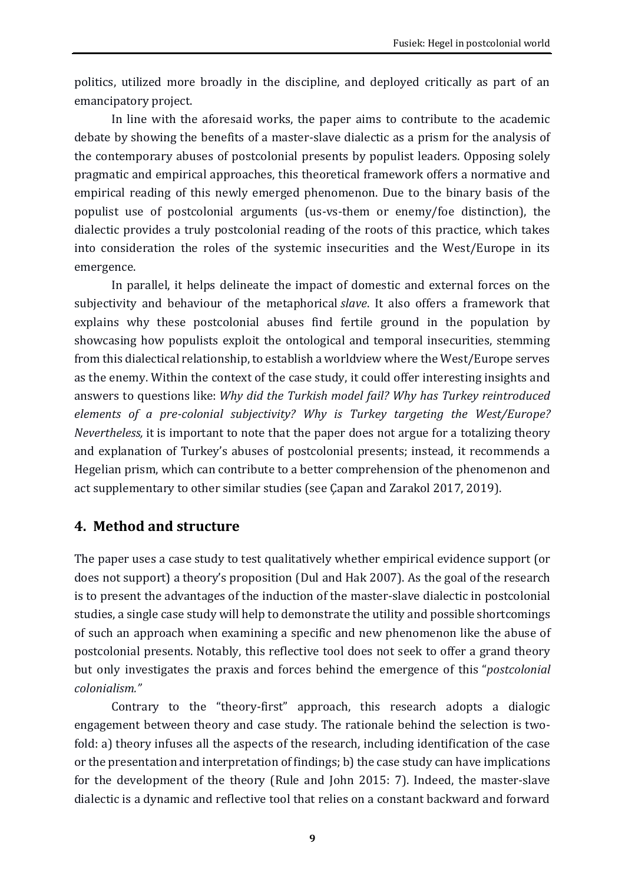politics, utilized more broadly in the discipline, and deployed critically as part of an emancipatory project.

In line with the aforesaid works, the paper aims to contribute to the academic debate by showing the benefits of a master-slave dialectic as a prism for the analysis of the contemporary abuses of postcolonial presents by populist leaders. Opposing solely pragmatic and empirical approaches, this theoretical framework offers a normative and empirical reading of this newly emerged phenomenon. Due to the binary basis of the populist use of postcolonial arguments (us-vs-them or enemy/foe distinction), the dialectic provides a truly postcolonial reading of the roots of this practice, which takes into consideration the roles of the systemic insecurities and the West/Europe in its emergence.

In parallel, it helps delineate the impact of domestic and external forces on the subjectivity and behaviour of the metaphorical *slave*. It also offers a framework that explains why these postcolonial abuses find fertile ground in the population by showcasing how populists exploit the ontological and temporal insecurities, stemming from this dialectical relationship, to establish a worldview where the West/Europe serves as the enemy. Within the context of the case study, it could offer interesting insights and answers to questions like: *Why did the Turkish model fail? Why has Turkey reintroduced elements of a pre-colonial subjectivity? Why is Turkey targeting the West/Europe? Nevertheless,* it is important to note that the paper does not argue for a totalizing theory and explanation of Turkey's abuses of postcolonial presents; instead, it recommends a Hegelian prism, which can contribute to a better comprehension of the phenomenon and act supplementary to other similar studies (see Çapan and Zarakol 2017, 2019).

## 4. Method and structure

The paper uses a case study to test qualitatively whether empirical evidence support (or does not support) a theory's proposition (Dul and Hak 2007). As the goal of the research is to present the advantages of the induction of the master-slave dialectic in postcolonial studies, a single case study will help to demonstrate the utility and possible shortcomings of such an approach when examining a specific and new phenomenon like the abuse of postcolonial presents. Notably, this reflective tool does not seek to offer a grand theory but only investigates the praxis and forces behind the emergence of this "*postcolonial colonialism."*

Contrary to the "theory-first" approach, this research adopts a dialogic engagement between theory and case study. The rationale behind the selection is two-fold: a) theory infuses all the aspects of the research, including identification of the case or the presentation and interpretation of findings; b) the case study can have implications for the development of the theory (Rule and John 2015: 7). Indeed, the master-slave dialectic is a dynamic and reflective tool that relies on a constant backward and forward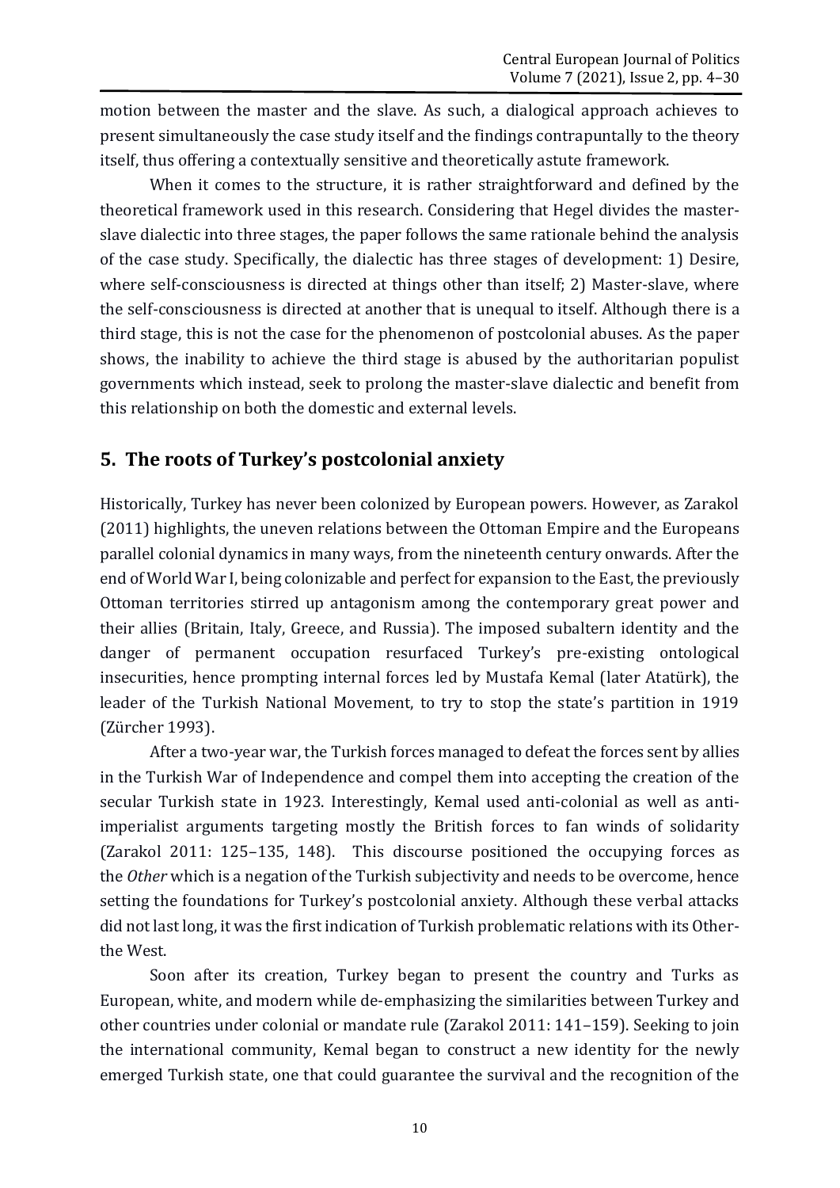motion between the master and the slave. As such, a dialogical approach achieves to present simultaneously the case study itself and the findings contrapuntally to the theory itself, thus offering a contextually sensitive and theoretically astute framework.

When it comes to the structure, it is rather straightforward and defined by the theoretical framework used in this research. Considering that Hegel divides the master-slave dialectic into three stages, the paper follows the same rationale behind the analysis of the case study. Specifically, the dialectic has three stages of development: 1) Desire, where self-consciousness is directed at things other than itself; 2) Master-slave, where the self-consciousness is directed at another that is unequal to itself. Although there is a third stage, this is not the case for the phenomenon of postcolonial abuses. As the paper shows, the inability to achieve the third stage is abused by the authoritarian populist governments which instead, seek to prolong the master-slave dialectic and benefit from this relationship on both the domestic and external levels.

## 5. The roots of Turkey's postcolonial anxiety

Historically, Turkey has never been colonized by European powers. However, as Zarakol (2011) highlights, the uneven relations between the Ottoman Empire and the Europeans parallel colonial dynamics in many ways, from the nineteenth century onwards. After the end of World War I, being colonizable and perfect for expansion to the East, the previously Ottoman territories stirred up antagonism among the contemporary great power and their allies (Britain, Italy, Greece, and Russia). The imposed subaltern identity and the danger of permanent occupation resurfaced Turkey's pre-existing ontological insecurities, hence prompting internal forces led by Mustafa Kemal (later Atatürk), the leader of the Turkish National Movement, to try to stop the state's partition in 1919 (Zürcher 1993).

After a two-year war, the Turkish forces managed to defeat the forces sent by allies in the Turkish War of Independence and compel them into accepting the creation of the secular Turkish state in 1923. Interestingly, Kemal used anti-colonial as well as anti-imperialist arguments targeting mostly the British forces to fan winds of solidarity (Zarakol 2011: 125–135, 148). This discourse positioned the occupying forces as the *Other* which is a negation of the Turkish subjectivity and needs to be overcome, hence setting the foundations for Turkey's postcolonial anxiety. Although these verbal attacks did not last long, it was the first indication of Turkish problematic relations with its Other-the West.

Soon after its creation, Turkey began to present the country and Turks as European, white, and modern while de-emphasizing the similarities between Turkey and other countries under colonial or mandate rule (Zarakol 2011: 141–159). Seeking to join the international community, Kemal began to construct a new identity for the newly emerged Turkish state, one that could guarantee the survival and the recognition of the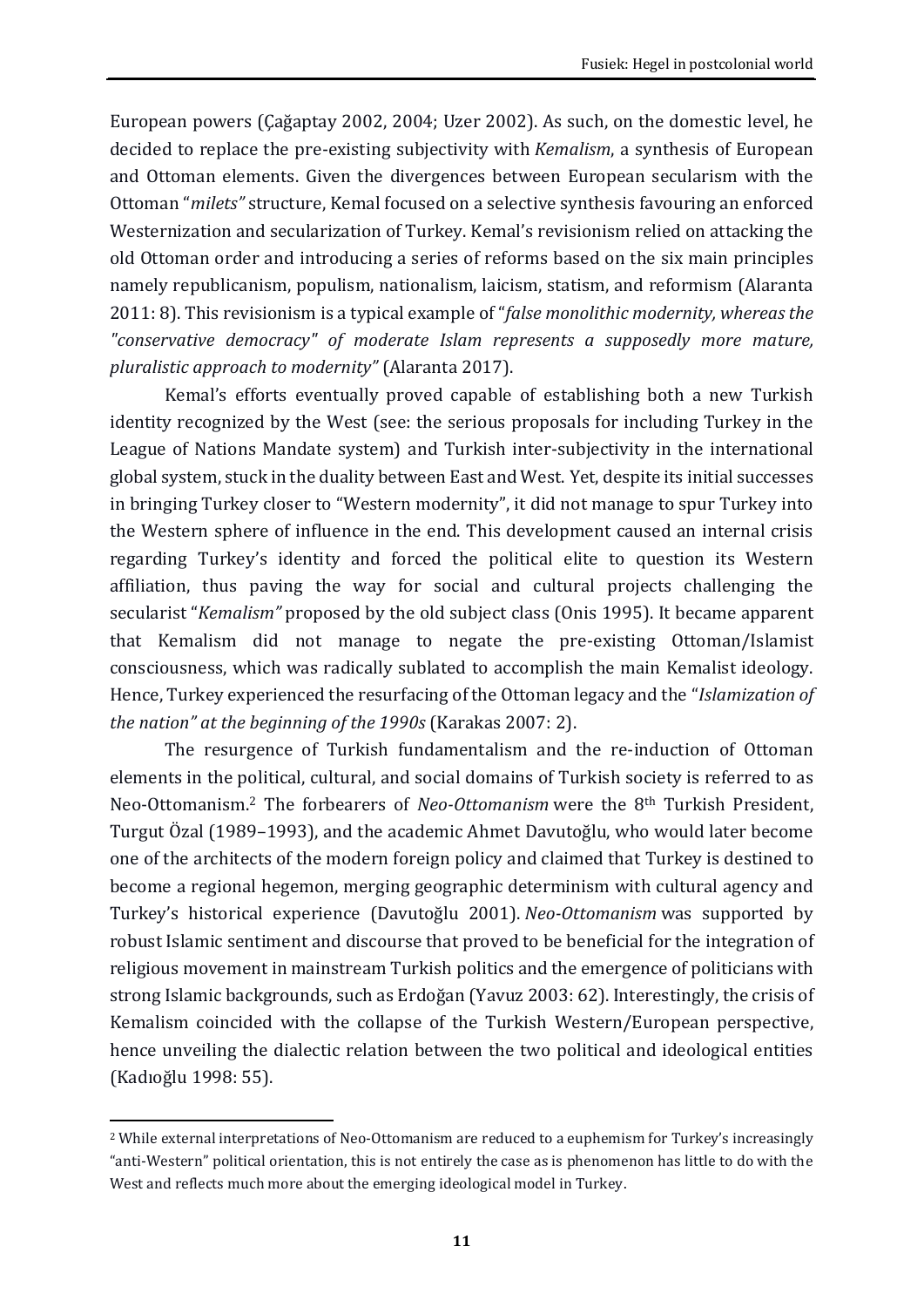European powers (Çağaptay 2002, 2004; Uzer 2002). As such, on the domestic level, he decided to replace the pre-existing subjectivity with *Kemalism*, a synthesis of European and Ottoman elements. Given the divergences between European secularism with the Ottoman "*milets"* structure, Kemal focused on a selective synthesis favouring an enforced Westernization and secularization of Turkey. Kemal's revisionism relied on attacking the old Ottoman order and introducing a series of reforms based on the six main principles namely republicanism, populism, nationalism, laicism, statism, and reformism (Alaranta 2011: 8). This revisionism is a typical example of "*false monolithic modernity, whereas the "conservative democracy" of moderate Islam represents a supposedly more mature, pluralistic approach to modernity"* (Alaranta 2017).

Kemal's efforts eventually proved capable of establishing both a new Turkish identity recognized by the West (see: the serious proposals for including Turkey in the League of Nations Mandate system) and Turkish inter-subjectivity in the international global system, stuck in the duality between East and West. Yet, despite its initial successes in bringing Turkey closer to "Western modernity", it did not manage to spur Turkey into the Western sphere of influence in the end. This development caused an internal crisis regarding Turkey's identity and forced the political elite to question its Western affiliation, thus paving the way for social and cultural projects challenging the secularist "*Kemalism"* proposed by the old subject class (Onis 1995). It became apparent that Kemalism did not manage to negate the pre-existing Ottoman/Islamist consciousness, which was radically sublated to accomplish the main Kemalist ideology. Hence, Turkey experienced the resurfacing of the Ottoman legacy and the "*Islamization of the nation" at the beginning of the 1990s* (Karakas 2007: 2).

The resurgence of Turkish fundamentalism and the re-induction of Ottoman elements in the political, cultural, and social domains of Turkish society is referred to as Neo-Ottomanism.[2] The forbearers of *Neo-Ottomanism* were the 8th Turkish President, Turgut Özal (1989–1993), and the academic Ahmet Davutoğlu, who would later become one of the architects of the modern foreign policy and claimed that Turkey is destined to become a regional hegemon, merging geographic determinism with cultural agency and Turkey's historical experience (Davutoğlu 2001). *Neo-Ottomanism* was supported by robust Islamic sentiment and discourse that proved to be beneficial for the integration of religious movement in mainstream Turkish politics and the emergence of politicians with strong Islamic backgrounds, such as Erdoğan (Yavuz 2003: 62). Interestingly, the crisis of Kemalism coincided with the collapse of the Turkish Western/European perspective, hence unveiling the dialectic relation between the two political and ideological entities (Kadıoğlu 1998: 55).

[2] While external interpretations of Neo-Ottomanism are reduced to a euphemism for Turkey's increasingly "anti-Western" political orientation, this is not entirely the case as is phenomenon has little to do with the West and reflects much more about the emerging ideological model in Turkey.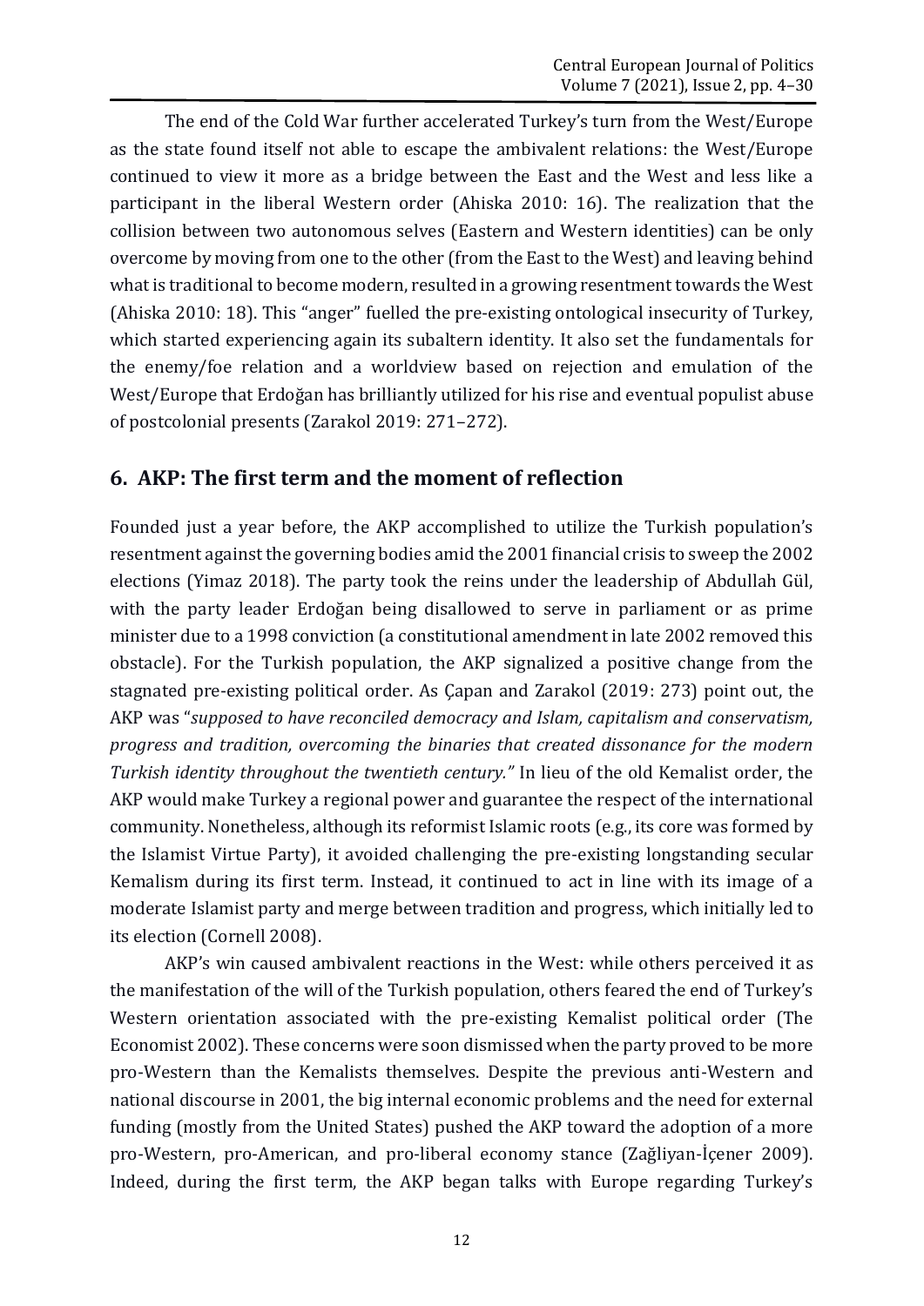The end of the Cold War further accelerated Turkey's turn from the West/Europe as the state found itself not able to escape the ambivalent relations: the West/Europe continued to view it more as a bridge between the East and the West and less like a participant in the liberal Western order (Ahiska 2010: 16). The realization that the collision between two autonomous selves (Eastern and Western identities) can be only overcome by moving from one to the other (from the East to the West) and leaving behind what is traditional to become modern, resulted in a growing resentment towards the West (Ahiska 2010: 18). This "anger" fuelled the pre-existing ontological insecurity of Turkey, which started experiencing again its subaltern identity. It also set the fundamentals for the enemy/foe relation and a worldview based on rejection and emulation of the West/Europe that Erdoğan has brilliantly utilized for his rise and eventual populist abuse of postcolonial presents (Zarakol 2019: 271–272).

## 6. AKP: The first term and the moment of reflection

Founded just a year before, the AKP accomplished to utilize the Turkish population's resentment against the governing bodies amid the 2001 financial crisis to sweep the 2002 elections (Yimaz 2018). The party took the reins under the leadership of Abdullah Gül, with the party leader Erdoğan being disallowed to serve in parliament or as prime minister due to a 1998 conviction (a constitutional amendment in late 2002 removed this obstacle). For the Turkish population, the AKP signalized a positive change from the stagnated pre-existing political order. As Çapan and Zarakol (2019: 273) point out, the AKP was "*supposed to have reconciled democracy and Islam, capitalism and conservatism, progress and tradition, overcoming the binaries that created dissonance for the modern Turkish identity throughout the twentieth century."* In lieu of the old Kemalist order, the AKP would make Turkey a regional power and guarantee the respect of the international community. Nonetheless, although its reformist Islamic roots (e.g., its core was formed by the Islamist Virtue Party), it avoided challenging the pre-existing longstanding secular Kemalism during its first term. Instead, it continued to act in line with its image of a moderate Islamist party and merge between tradition and progress, which initially led to its election (Cornell 2008).

AKP's win caused ambivalent reactions in the West: while others perceived it as the manifestation of the will of the Turkish population, others feared the end of Turkey's Western orientation associated with the pre-existing Kemalist political order (The Economist 2002). These concerns were soon dismissed when the party proved to be more pro-Western than the Kemalists themselves. Despite the previous anti-Western and national discourse in 2001, the big internal economic problems and the need for external funding (mostly from the United States) pushed the AKP toward the adoption of a more pro-Western, pro-American, and pro-liberal economy stance (Zağliyan-İçener 2009). Indeed, during the first term, the AKP began talks with Europe regarding Turkey's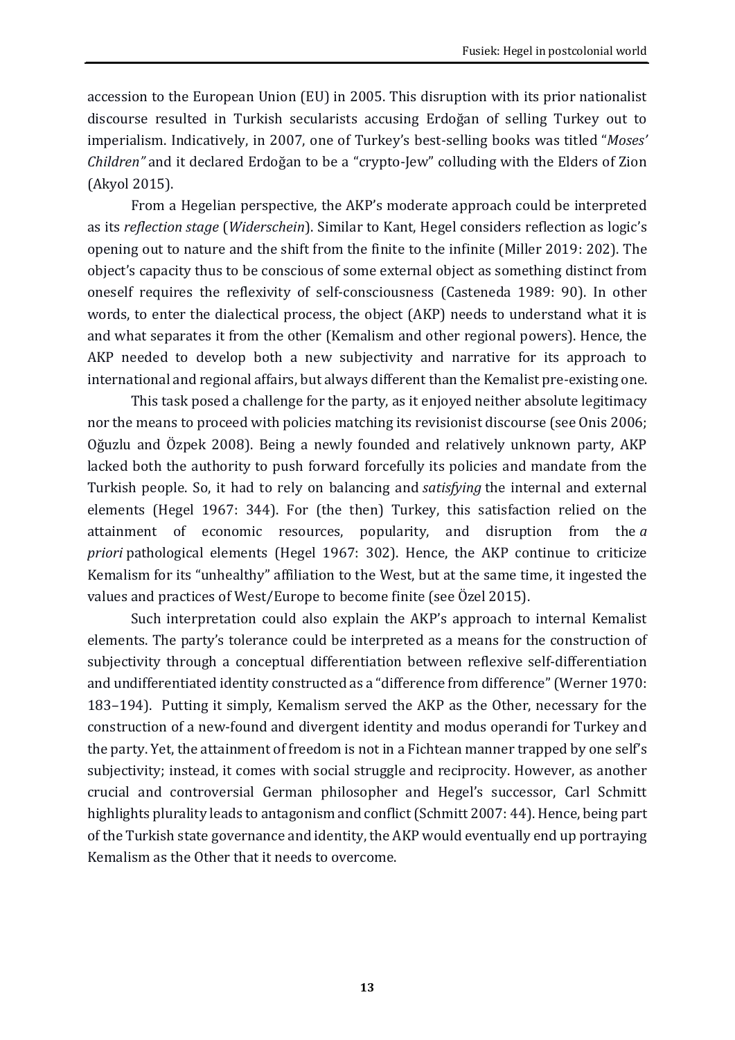accession to the European Union (EU) in 2005. This disruption with its prior nationalist discourse resulted in Turkish secularists accusing Erdoğan of selling Turkey out to imperialism. Indicatively, in 2007, one of Turkey's best-selling books was titled "*Moses' Children"* and it declared Erdoğan to be a "crypto-Jew" colluding with the Elders of Zion (Akyol 2015).

From a Hegelian perspective, the AKP's moderate approach could be interpreted as its *reflection stage* (*Widerschein*). Similar to Kant, Hegel considers reflection as logic's opening out to nature and the shift from the finite to the infinite (Miller 2019: 202). The object's capacity thus to be conscious of some external object as something distinct from oneself requires the reflexivity of self-consciousness (Casteneda 1989: 90). In other words, to enter the dialectical process, the object (AKP) needs to understand what it is and what separates it from the other (Kemalism and other regional powers). Hence, the AKP needed to develop both a new subjectivity and narrative for its approach to international and regional affairs, but always different than the Kemalist pre-existing one.

This task posed a challenge for the party, as it enjoyed neither absolute legitimacy nor the means to proceed with policies matching its revisionist discourse (see Onis 2006; Oğuzlu and Özpek 2008). Being a newly founded and relatively unknown party, AKP lacked both the authority to push forward forcefully its policies and mandate from the Turkish people. So, it had to rely on balancing and *satisfying* the internal and external elements (Hegel 1967: 344). For (the then) Turkey, this satisfaction relied on the attainment of economic resources, popularity, and disruption from the *a priori* pathological elements (Hegel 1967: 302). Hence, the AKP continue to criticize Kemalism for its "unhealthy" affiliation to the West, but at the same time, it ingested the values and practices of West/Europe to become finite (see Özel 2015).

Such interpretation could also explain the AKP's approach to internal Kemalist elements. The party's tolerance could be interpreted as a means for the construction of subjectivity through a conceptual differentiation between reflexive self-differentiation and undifferentiated identity constructed as a "difference from difference" (Werner 1970: 183–194). Putting it simply, Kemalism served the AKP as the Other, necessary for the construction of a new-found and divergent identity and modus operandi for Turkey and the party. Yet, the attainment of freedom is not in a Fichtean manner trapped by one self's subjectivity; instead, it comes with social struggle and reciprocity. However, as another crucial and controversial German philosopher and Hegel's successor, Carl Schmitt highlights plurality leads to antagonism and conflict (Schmitt 2007: 44). Hence, being part of the Turkish state governance and identity, the AKP would eventually end up portraying Kemalism as the Other that it needs to overcome.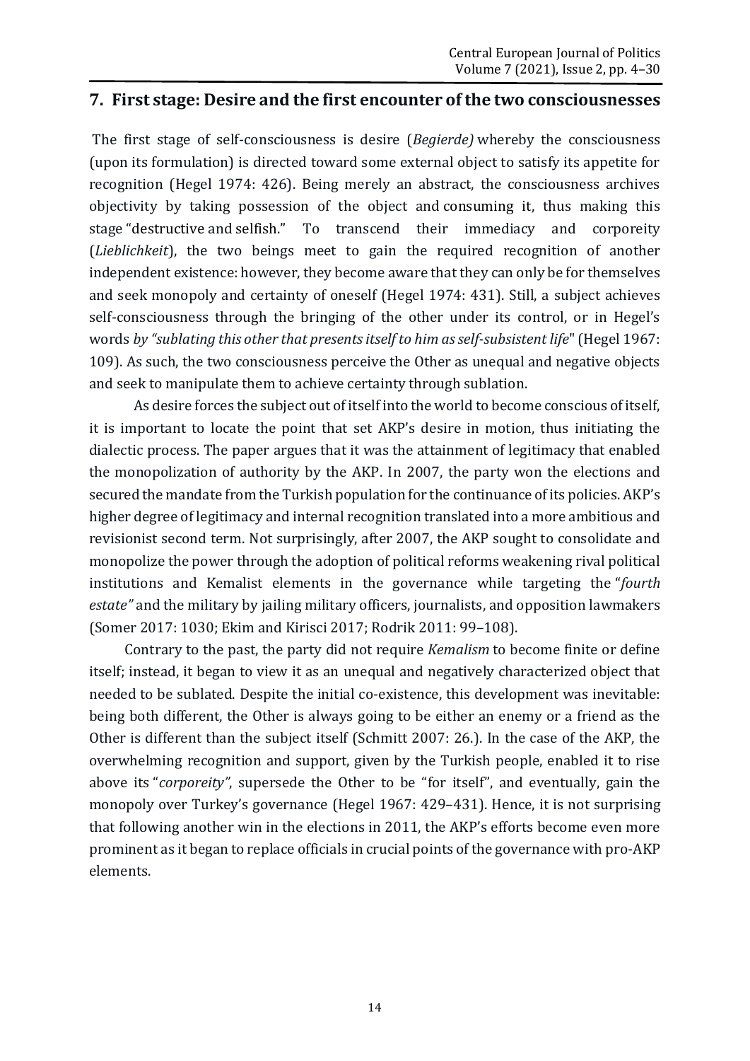## 7. First stage: Desire and the first encounter of the two consciousnesses

The first stage of self-consciousness is desire (*Begierde)* whereby the consciousness (upon its formulation) is directed toward some external object to satisfy its appetite for recognition (Hegel 1974: 426). Being merely an abstract, the consciousness archives objectivity by taking possession of the object and consuming it, thus making this stage "destructive and selfish." To transcend their immediacy and corporeity (*Lieblichkeit*), the two beings meet to gain the required recognition of another independent existence: however, they become aware that they can only be for themselves and seek monopoly and certainty of oneself (Hegel 1974: 431). Still, a subject achieves self-consciousness through the bringing of the other under its control, or in Hegel's words *by "sublating this other that presents itself to him as self-subsistent life*" (Hegel 1967: 109). As such, the two consciousness perceive the Other as unequal and negative objects and seek to manipulate them to achieve certainty through sublation.

As desire forces the subject out of itself into the world to become conscious of itself, it is important to locate the point that set AKP's desire in motion, thus initiating the dialectic process. The paper argues that it was the attainment of legitimacy that enabled the monopolization of authority by the AKP. In 2007, the party won the elections and secured the mandate from the Turkish population for the continuance of its policies. AKP's higher degree of legitimacy and internal recognition translated into a more ambitious and revisionist second term. Not surprisingly, after 2007, the AKP sought to consolidate and monopolize the power through the adoption of political reforms weakening rival political institutions and Kemalist elements in the governance while targeting the "*fourth estate"* and the military by jailing military officers, journalists, and opposition lawmakers (Somer 2017: 1030; Ekim and Kirisci 2017; Rodrik 2011: 99–108).

Contrary to the past, the party did not require *Kemalism* to become finite or define itself; instead, it began to view it as an unequal and negatively characterized object that needed to be sublated. Despite the initial co-existence, this development was inevitable: being both different, the Other is always going to be either an enemy or a friend as the Other is different than the subject itself (Schmitt 2007: 26.). In the case of the AKP, the overwhelming recognition and support, given by the Turkish people, enabled it to rise above its "*corporeity"*, supersede the Other to be "for itself", and eventually, gain the monopoly over Turkey's governance (Hegel 1967: 429–431). Hence, it is not surprising that following another win in the elections in 2011, the AKP's efforts become even more prominent as it began to replace officials in crucial points of the governance with pro-AKP elements.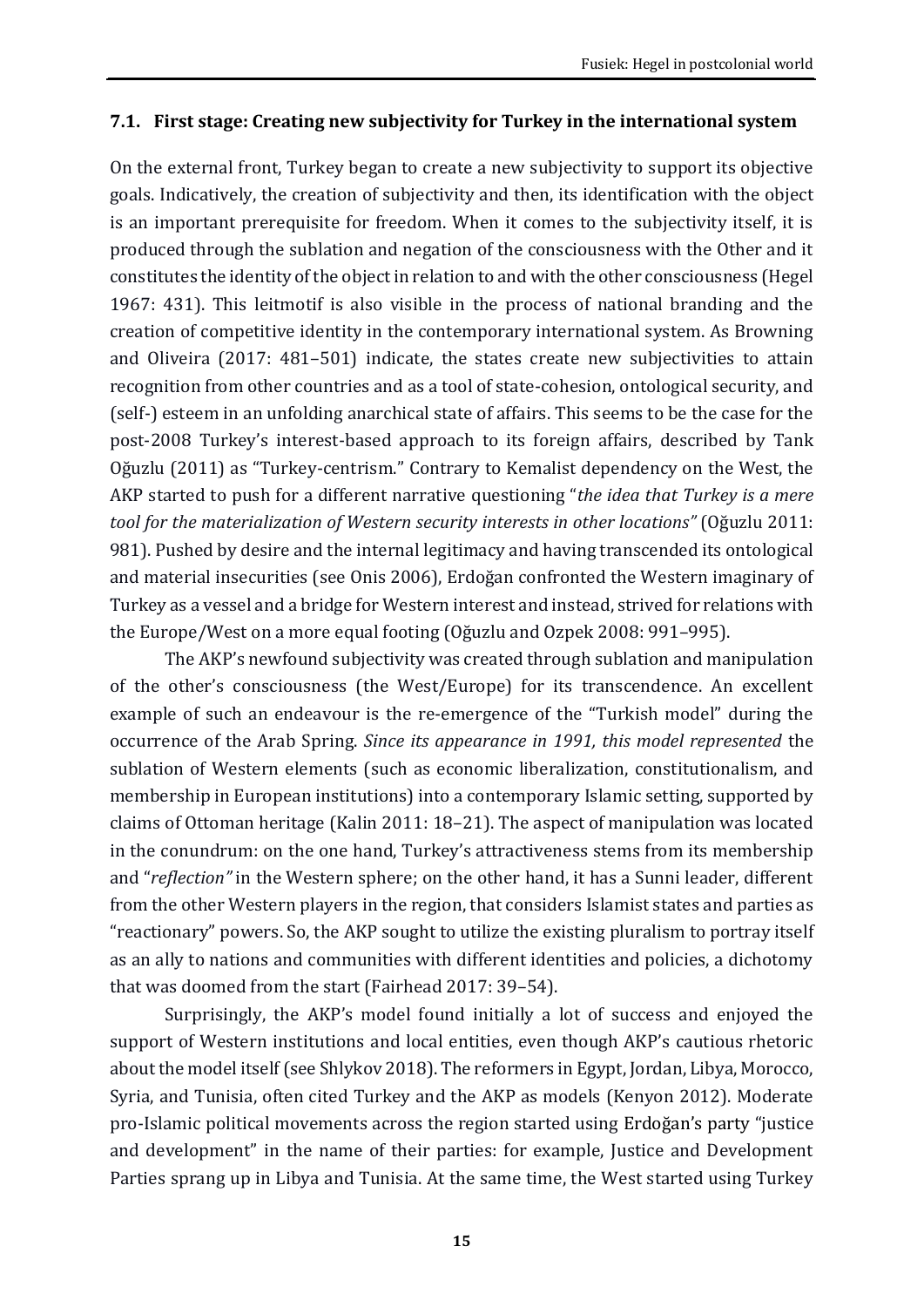### 7.1. First stage: Creating new subjectivity for Turkey in the international system

On the external front, Turkey began to create a new subjectivity to support its objective goals. Indicatively, the creation of subjectivity and then, its identification with the object is an important prerequisite for freedom. When it comes to the subjectivity itself, it is produced through the sublation and negation of the consciousness with the Other and it constitutes the identity of the object in relation to and with the other consciousness (Hegel 1967: 431). This leitmotif is also visible in the process of national branding and the creation of competitive identity in the contemporary international system. As Browning and Oliveira (2017: 481–501) indicate, the states create new subjectivities to attain recognition from other countries and as a tool of state-cohesion, ontological security, and (self-) esteem in an unfolding anarchical state of affairs. This seems to be the case for the post-2008 Turkey's interest-based approach to its foreign affairs, described by Tank Oğuzlu (2011) as "Turkey-centrism." Contrary to Kemalist dependency on the West, the AKP started to push for a different narrative questioning "*the idea that Turkey is a mere tool for the materialization of Western security interests in other locations"* (Oğuzlu 2011: 981). Pushed by desire and the internal legitimacy and having transcended its ontological and material insecurities (see Onis 2006), Erdoğan confronted the Western imaginary of Turkey as a vessel and a bridge for Western interest and instead, strived for relations with the Europe/West on a more equal footing (Oğuzlu and Ozpek 2008: 991–995).

The AKP's newfound subjectivity was created through sublation and manipulation of the other's consciousness (the West/Europe) for its transcendence. An excellent example of such an endeavour is the re-emergence of the "Turkish model" during the occurrence of the Arab Spring. *Since its appearance in 1991, this model represented* the sublation of Western elements (such as economic liberalization, constitutionalism, and membership in European institutions) into a contemporary Islamic setting, supported by claims of Ottoman heritage (Kalin 2011: 18–21). The aspect of manipulation was located in the conundrum: on the one hand, Turkey's attractiveness stems from its membership and "*reflection"* in the Western sphere; on the other hand, it has a Sunni leader, different from the other Western players in the region, that considers Islamist states and parties as "reactionary" powers. So, the AKP sought to utilize the existing pluralism to portray itself as an ally to nations and communities with different identities and policies, a dichotomy that was doomed from the start (Fairhead 2017: 39–54).

Surprisingly, the AKP's model found initially a lot of success and enjoyed the support of Western institutions and local entities, even though AKP's cautious rhetoric about the model itself (see Shlykov 2018). The reformers in Egypt, Jordan, Libya, Morocco, Syria, and Tunisia, often cited Turkey and the AKP as models (Kenyon 2012). Moderate pro-Islamic political movements across the region started using Erdoğan's party "justice and development" in the name of their parties: for example, Justice and Development Parties sprang up in Libya and Tunisia. At the same time, the West started using Turkey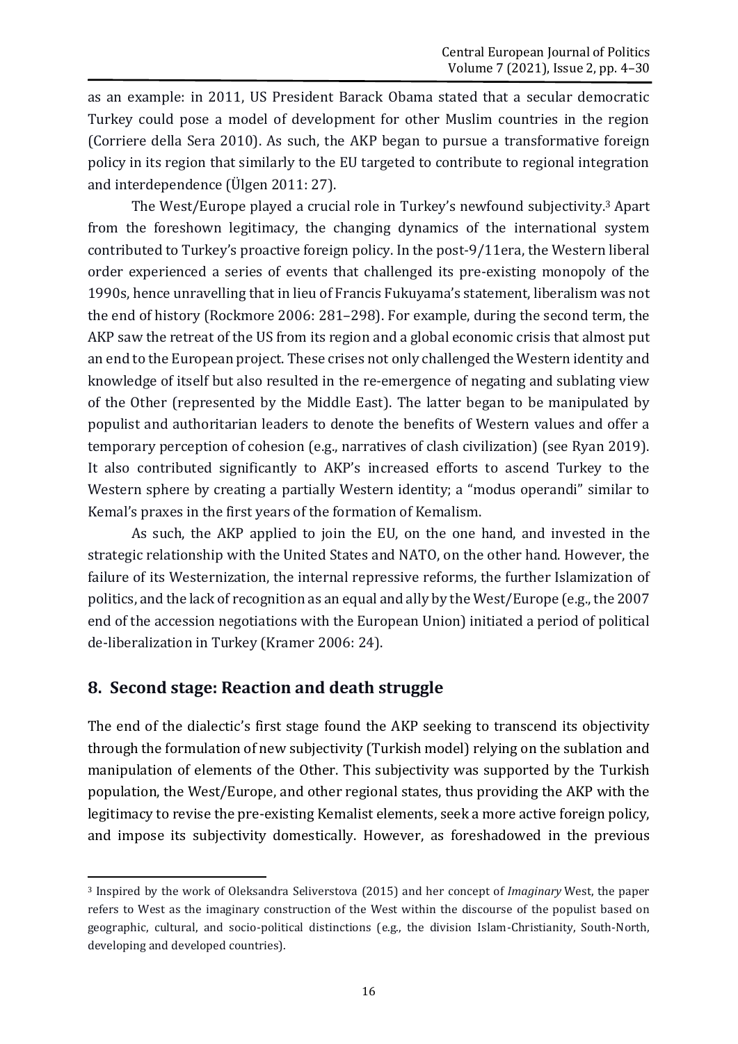as an example: in 2011, US President Barack Obama stated that a secular democratic Turkey could pose a model of development for other Muslim countries in the region (Corriere della Sera 2010). As such, the AKP began to pursue a transformative foreign policy in its region that similarly to the EU targeted to contribute to regional integration and interdependence (Ülgen 2011: 27).

The West/Europe played a crucial role in Turkey's newfound subjectivity.[3] Apart from the foreshown legitimacy, the changing dynamics of the international system contributed to Turkey's proactive foreign policy. In the post-9/11era, the Western liberal order experienced a series of events that challenged its pre-existing monopoly of the 1990s, hence unravelling that in lieu of Francis Fukuyama's statement, liberalism was not the end of history (Rockmore 2006: 281–298). For example, during the second term, the AKP saw the retreat of the US from its region and a global economic crisis that almost put an end to the European project. These crises not only challenged the Western identity and knowledge of itself but also resulted in the re-emergence of negating and sublating view of the Other (represented by the Middle East). The latter began to be manipulated by populist and authoritarian leaders to denote the benefits of Western values and offer a temporary perception of cohesion (e.g., narratives of clash civilization) (see Ryan 2019). It also contributed significantly to AKP's increased efforts to ascend Turkey to the Western sphere by creating a partially Western identity; a "modus operandi" similar to Kemal's praxes in the first years of the formation of Kemalism.

As such, the AKP applied to join the EU, on the one hand, and invested in the strategic relationship with the United States and NATO, on the other hand. However, the failure of its Westernization, the internal repressive reforms, the further Islamization of politics, and the lack of recognition as an equal and ally by the West/Europe (e.g., the 2007 end of the accession negotiations with the European Union) initiated a period of political de-liberalization in Turkey (Kramer 2006: 24).

## 8. Second stage: Reaction and death struggle

The end of the dialectic's first stage found the AKP seeking to transcend its objectivity through the formulation of new subjectivity (Turkish model) relying on the sublation and manipulation of elements of the Other. This subjectivity was supported by the Turkish population, the West/Europe, and other regional states, thus providing the AKP with the legitimacy to revise the pre-existing Kemalist elements, seek a more active foreign policy, and impose its subjectivity domestically. However, as foreshadowed in the previous

[3] Inspired by the work of Oleksandra Seliverstova (2015) and her concept of *Imaginary* West, the paper refers to West as the imaginary construction of the West within the discourse of the populist based on geographic, cultural, and socio-political distinctions (e.g., the division Islam-Christianity, South-North, developing and developed countries).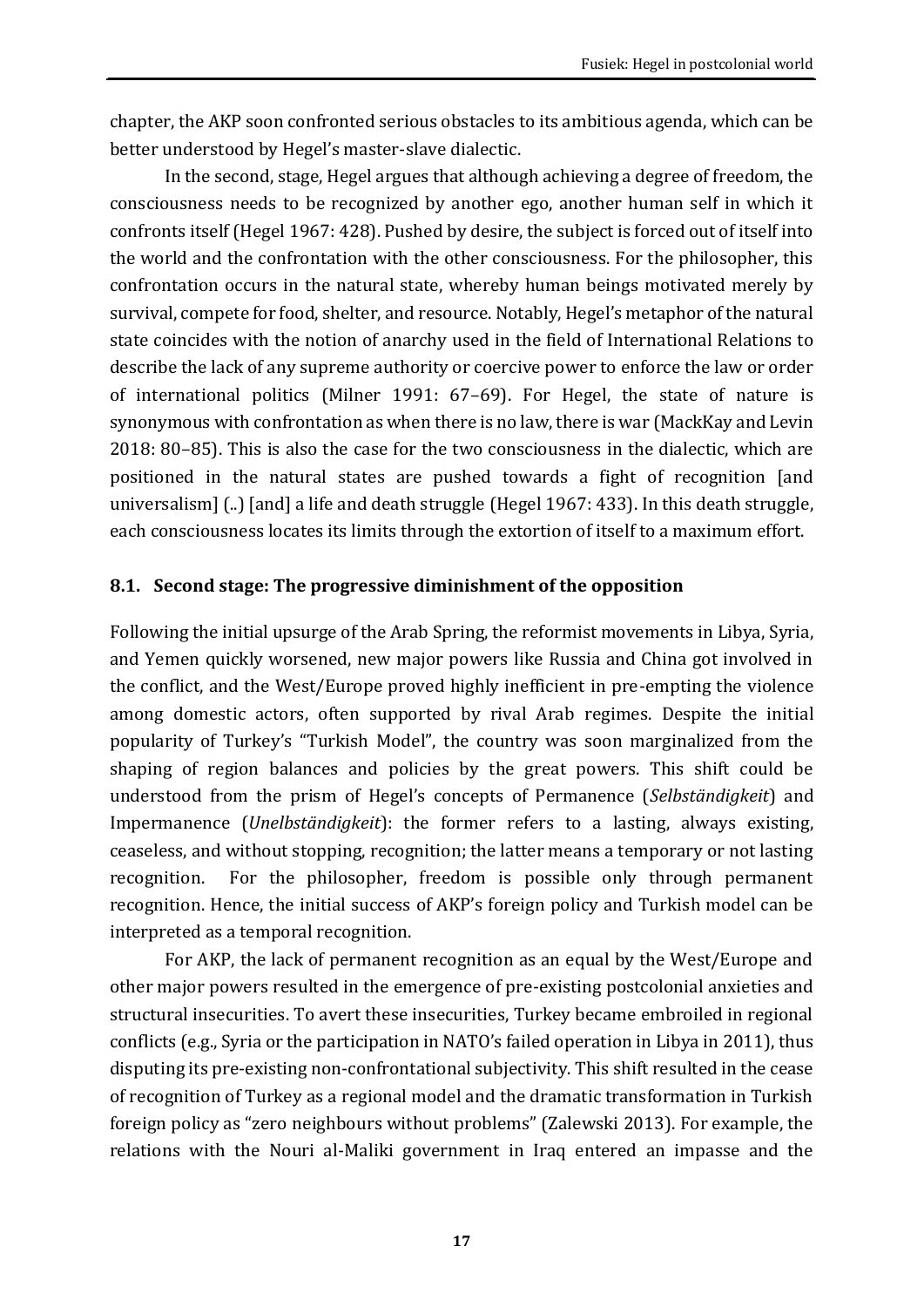chapter, the AKP soon confronted serious obstacles to its ambitious agenda, which can be better understood by Hegel's master-slave dialectic.

In the second, stage, Hegel argues that although achieving a degree of freedom, the consciousness needs to be recognized by another ego, another human self in which it confronts itself (Hegel 1967: 428). Pushed by desire, the subject is forced out of itself into the world and the confrontation with the other consciousness. For the philosopher, this confrontation occurs in the natural state, whereby human beings motivated merely by survival, compete for food, shelter, and resource. Notably, Hegel's metaphor of the natural state coincides with the notion of anarchy used in the field of International Relations to describe the lack of any supreme authority or coercive power to enforce the law or order of international politics (Milner 1991: 67–69). For Hegel, the state of nature is synonymous with confrontation as when there is no law, there is war (MackKay and Levin 2018: 80–85). This is also the case for the two consciousness in the dialectic, which are positioned in the natural states are pushed towards a fight of recognition [and universalism] (..) [and] a life and death struggle (Hegel 1967: 433). In this death struggle, each consciousness locates its limits through the extortion of itself to a maximum effort.

### 8.1. Second stage: The progressive diminishment of the opposition

Following the initial upsurge of the Arab Spring, the reformist movements in Libya, Syria, and Yemen quickly worsened, new major powers like Russia and China got involved in the conflict, and the West/Europe proved highly inefficient in pre-empting the violence among domestic actors, often supported by rival Arab regimes. Despite the initial popularity of Turkey's "Turkish Model", the country was soon marginalized from the shaping of region balances and policies by the great powers. This shift could be understood from the prism of Hegel's concepts of Permanence (*Selbständigkeit*) and Impermanence (*Unelbständigkeit*): the former refers to a lasting, always existing, ceaseless, and without stopping, recognition; the latter means a temporary or not lasting recognition. For the philosopher, freedom is possible only through permanent recognition. Hence, the initial success of AKP's foreign policy and Turkish model can be interpreted as a temporal recognition.

For AKP, the lack of permanent recognition as an equal by the West/Europe and other major powers resulted in the emergence of pre-existing postcolonial anxieties and structural insecurities. To avert these insecurities, Turkey became embroiled in regional conflicts (e.g., Syria or the participation in NATO's failed operation in Libya in 2011), thus disputing its pre-existing non-confrontational subjectivity. This shift resulted in the cease of recognition of Turkey as a regional model and the dramatic transformation in Turkish foreign policy as "zero neighbours without problems" (Zalewski 2013). For example, the relations with the Nouri al-Maliki government in Iraq entered an impasse and the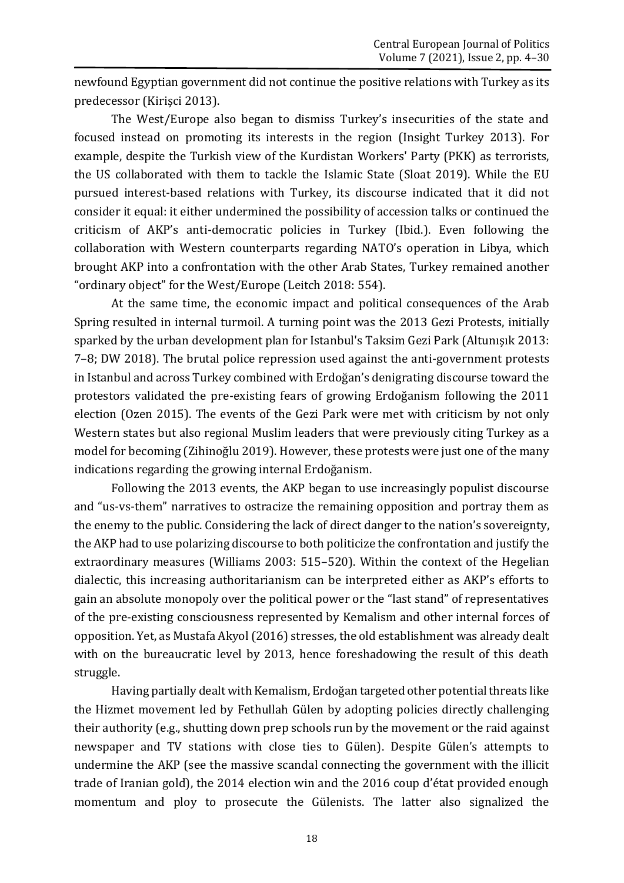newfound Egyptian government did not continue the positive relations with Turkey as its predecessor (Kirişci 2013).

The West/Europe also began to dismiss Turkey's insecurities of the state and focused instead on promoting its interests in the region (Insight Turkey 2013). For example, despite the Turkish view of the Kurdistan Workers' Party (PKK) as terrorists, the US collaborated with them to tackle the Islamic State (Sloat 2019). While the EU pursued interest-based relations with Turkey, its discourse indicated that it did not consider it equal: it either undermined the possibility of accession talks or continued the criticism of AKP's anti-democratic policies in Turkey (Ibid.). Even following the collaboration with Western counterparts regarding NATO's operation in Libya, which brought AKP into a confrontation with the other Arab States, Turkey remained another "ordinary object" for the West/Europe (Leitch 2018: 554).

At the same time, the economic impact and political consequences of the Arab Spring resulted in internal turmoil. A turning point was the 2013 Gezi Protests, initially sparked by the urban development plan for Istanbul's Taksim Gezi Park (Altunışık 2013: 7–8; DW 2018). The brutal police repression used against the anti-government protests in Istanbul and across Turkey combined with Erdoğan's denigrating discourse toward the protestors validated the pre-existing fears of growing Erdoğanism following the 2011 election (Ozen 2015). The events of the Gezi Park were met with criticism by not only Western states but also regional Muslim leaders that were previously citing Turkey as a model for becoming (Zihinoğlu 2019). However, these protests were just one of the many indications regarding the growing internal Erdoğanism.

Following the 2013 events, the AKP began to use increasingly populist discourse and "us-vs-them" narratives to ostracize the remaining opposition and portray them as the enemy to the public. Considering the lack of direct danger to the nation's sovereignty, the AKP had to use polarizing discourse to both politicize the confrontation and justify the extraordinary measures (Williams 2003: 515–520). Within the context of the Hegelian dialectic, this increasing authoritarianism can be interpreted either as AKP's efforts to gain an absolute monopoly over the political power or the "last stand" of representatives of the pre-existing consciousness represented by Kemalism and other internal forces of opposition. Yet, as Mustafa Akyol (2016) stresses, the old establishment was already dealt with on the bureaucratic level by 2013, hence foreshadowing the result of this death struggle.

Having partially dealt with Kemalism, Erdoğan targeted other potential threats like the Hizmet movement led by Fethullah Gülen by adopting policies directly challenging their authority (e.g., shutting down prep schools run by the movement or the raid against newspaper and TV stations with close ties to Gülen). Despite Gülen's attempts to undermine the AKP (see the massive scandal connecting the government with the illicit trade of Iranian gold), the 2014 election win and the 2016 coup d'état provided enough momentum and ploy to prosecute the Gülenists. The latter also signalized the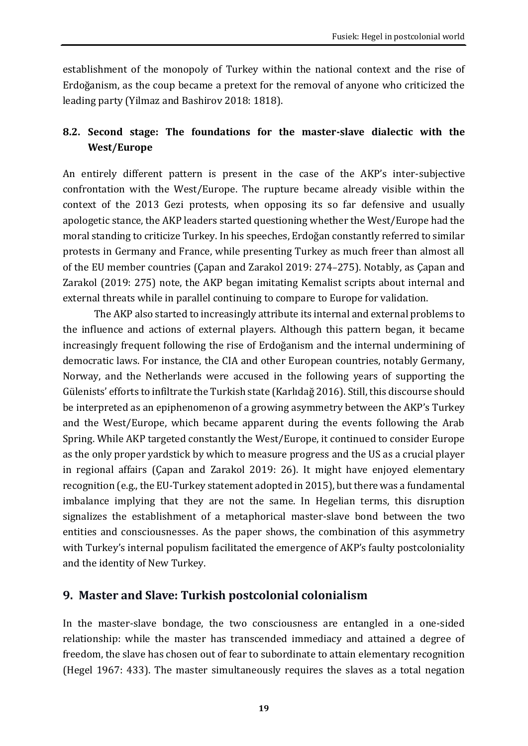establishment of the monopoly of Turkey within the national context and the rise of Erdoğanism, as the coup became a pretext for the removal of anyone who criticized the leading party (Yilmaz and Bashirov 2018: 1818).

### 8.2. Second stage: The foundations for the master-slave dialectic with the West/Europe

An entirely different pattern is present in the case of the AKP's inter-subjective confrontation with the West/Europe. The rupture became already visible within the context of the 2013 Gezi protests, when opposing its so far defensive and usually apologetic stance, the AKP leaders started questioning whether the West/Europe had the moral standing to criticize Turkey. In his speeches, Erdoğan constantly referred to similar protests in Germany and France, while presenting Turkey as much freer than almost all of the EU member countries (Çapan and Zarakol 2019: 274–275). Notably, as Çapan and Zarakol (2019: 275) note, the AKP began imitating Kemalist scripts about internal and external threats while in parallel continuing to compare to Europe for validation.

The AKP also started to increasingly attribute its internal and external problems to the influence and actions of external players. Although this pattern began, it became increasingly frequent following the rise of Erdoğanism and the internal undermining of democratic laws. For instance, the CIA and other European countries, notably Germany, Norway, and the Netherlands were accused in the following years of supporting the Gülenists' efforts to infiltrate the Turkish state (Karlıdağ 2016). Still, this discourse should be interpreted as an epiphenomenon of a growing asymmetry between the AKP's Turkey and the West/Europe, which became apparent during the events following the Arab Spring. While AKP targeted constantly the West/Europe, it continued to consider Europe as the only proper yardstick by which to measure progress and the US as a crucial player in regional affairs (Çapan and Zarakol 2019: 26). It might have enjoyed elementary recognition (e.g., the EU-Turkey statement adopted in 2015), but there was a fundamental imbalance implying that they are not the same. In Hegelian terms, this disruption signalizes the establishment of a metaphorical master-slave bond between the two entities and consciousnesses. As the paper shows, the combination of this asymmetry with Turkey's internal populism facilitated the emergence of AKP's faulty postcoloniality and the identity of New Turkey.

## 9. Master and Slave: Turkish postcolonial colonialism

In the master-slave bondage, the two consciousness are entangled in a one-sided relationship: while the master has transcended immediacy and attained a degree of freedom, the slave has chosen out of fear to subordinate to attain elementary recognition (Hegel 1967: 433). The master simultaneously requires the slaves as a total negation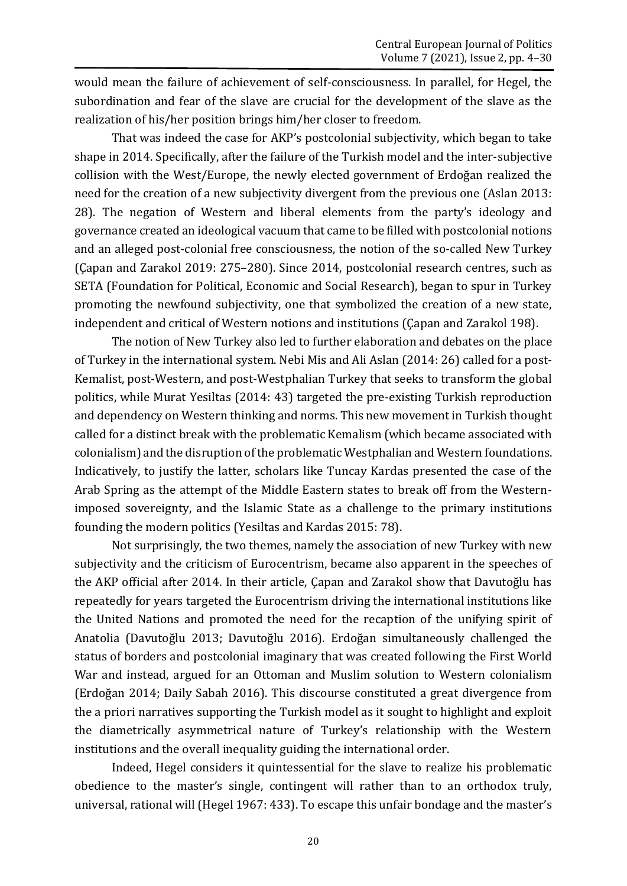would mean the failure of achievement of self-consciousness. In parallel, for Hegel, the subordination and fear of the slave are crucial for the development of the slave as the realization of his/her position brings him/her closer to freedom.

That was indeed the case for AKP's postcolonial subjectivity, which began to take shape in 2014. Specifically, after the failure of the Turkish model and the inter-subjective collision with the West/Europe, the newly elected government of Erdoğan realized the need for the creation of a new subjectivity divergent from the previous one (Aslan 2013: 28). The negation of Western and liberal elements from the party's ideology and governance created an ideological vacuum that came to be filled with postcolonial notions and an alleged post-colonial free consciousness, the notion of the so-called New Turkey (Çapan and Zarakol 2019: 275–280). Since 2014, postcolonial research centres, such as SETA (Foundation for Political, Economic and Social Research), began to spur in Turkey promoting the newfound subjectivity, one that symbolized the creation of a new state, independent and critical of Western notions and institutions (Çapan and Zarakol 198).

The notion of New Turkey also led to further elaboration and debates on the place of Turkey in the international system. Nebi Mis and Ali Aslan (2014: 26) called for a post-Kemalist, post-Western, and post-Westphalian Turkey that seeks to transform the global politics, while Murat Yesiltas (2014: 43) targeted the pre-existing Turkish reproduction and dependency on Western thinking and norms. This new movement in Turkish thought called for a distinct break with the problematic Kemalism (which became associated with colonialism) and the disruption of the problematic Westphalian and Western foundations. Indicatively, to justify the latter, scholars like Tuncay Kardas presented the case of the Arab Spring as the attempt of the Middle Eastern states to break off from the Western-imposed sovereignty, and the Islamic State as a challenge to the primary institutions founding the modern politics (Yesiltas and Kardas 2015: 78).

Not surprisingly, the two themes, namely the association of new Turkey with new subjectivity and the criticism of Eurocentrism, became also apparent in the speeches of the AKP official after 2014. In their article, Çapan and Zarakol show that Davutoğlu has repeatedly for years targeted the Eurocentrism driving the international institutions like the United Nations and promoted the need for the recaption of the unifying spirit of Anatolia (Davutoğlu 2013; Davutoğlu 2016). Erdoğan simultaneously challenged the status of borders and postcolonial imaginary that was created following the First World War and instead, argued for an Ottoman and Muslim solution to Western colonialism (Erdoğan 2014; Daily Sabah 2016). This discourse constituted a great divergence from the a priori narratives supporting the Turkish model as it sought to highlight and exploit the diametrically asymmetrical nature of Turkey's relationship with the Western institutions and the overall inequality guiding the international order.

Indeed, Hegel considers it quintessential for the slave to realize his problematic obedience to the master's single, contingent will rather than to an orthodox truly, universal, rational will (Hegel 1967: 433). To escape this unfair bondage and the master's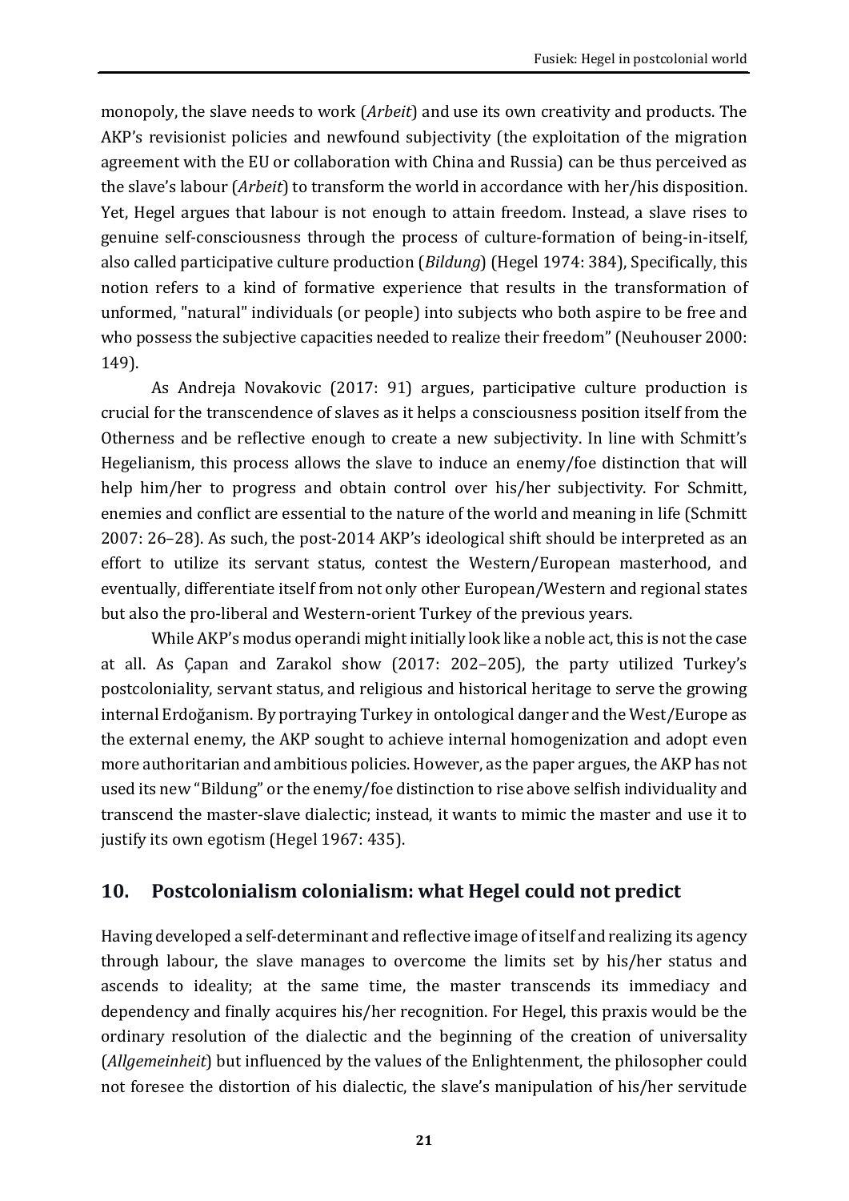monopoly, the slave needs to work (*Arbeit*) and use its own creativity and products. The AKP's revisionist policies and newfound subjectivity (the exploitation of the migration agreement with the EU or collaboration with China and Russia) can be thus perceived as the slave's labour (*Arbeit*) to transform the world in accordance with her/his disposition. Yet, Hegel argues that labour is not enough to attain freedom. Instead, a slave rises to genuine self-consciousness through the process of culture-formation of being-in-itself, also called participative culture production (*Bildung*) (Hegel 1974: 384), Specifically, this notion refers to a kind of formative experience that results in the transformation of unformed, "natural" individuals (or people) into subjects who both aspire to be free and who possess the subjective capacities needed to realize their freedom" (Neuhouser 2000: 149).

As Andreja Novakovic (2017: 91) argues, participative culture production is crucial for the transcendence of slaves as it helps a consciousness position itself from the Otherness and be reflective enough to create a new subjectivity. In line with Schmitt's Hegelianism, this process allows the slave to induce an enemy/foe distinction that will help him/her to progress and obtain control over his/her subjectivity. For Schmitt, enemies and conflict are essential to the nature of the world and meaning in life (Schmitt 2007: 26–28). As such, the post-2014 AKP's ideological shift should be interpreted as an effort to utilize its servant status, contest the Western/European masterhood, and eventually, differentiate itself from not only other European/Western and regional states but also the pro-liberal and Western-orient Turkey of the previous years.

While AKP's modus operandi might initially look like a noble act, this is not the case at all. As Çapan and Zarakol show (2017: 202–205), the party utilized Turkey's postcoloniality, servant status, and religious and historical heritage to serve the growing internal Erdoğanism. By portraying Turkey in ontological danger and the West/Europe as the external enemy, the AKP sought to achieve internal homogenization and adopt even more authoritarian and ambitious policies. However, as the paper argues, the AKP has not used its new "Bildung" or the enemy/foe distinction to rise above selfish individuality and transcend the master-slave dialectic; instead, it wants to mimic the master and use it to justify its own egotism (Hegel 1967: 435).

## 10. Postcolonialism colonialism: what Hegel could not predict

Having developed a self-determinant and reflective image of itself and realizing its agency through labour, the slave manages to overcome the limits set by his/her status and ascends to ideality; at the same time, the master transcends its immediacy and dependency and finally acquires his/her recognition. For Hegel, this praxis would be the ordinary resolution of the dialectic and the beginning of the creation of universality (*Allgemeinheit*) but influenced by the values of the Enlightenment, the philosopher could not foresee the distortion of his dialectic, the slave's manipulation of his/her servitude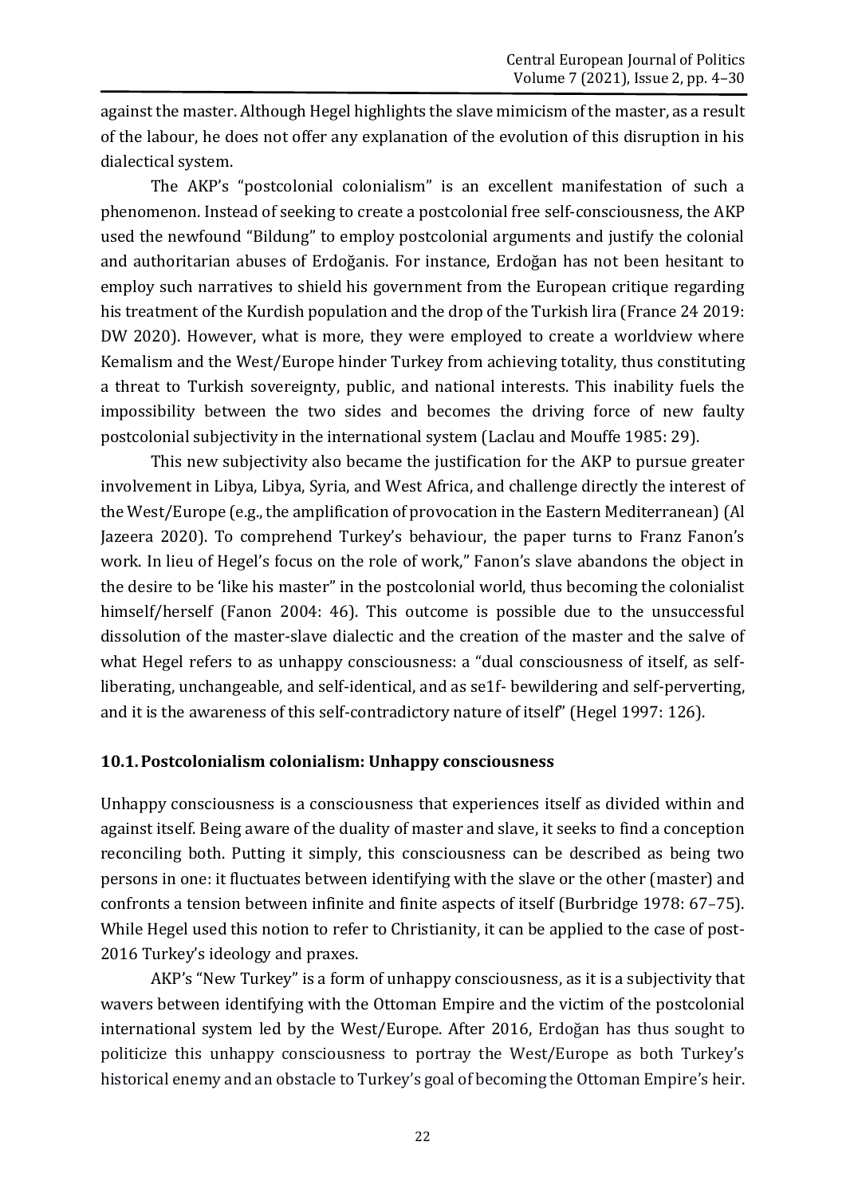against the master. Although Hegel highlights the slave mimicism of the master, as a result of the labour, he does not offer any explanation of the evolution of this disruption in his dialectical system.

The AKP's "postcolonial colonialism" is an excellent manifestation of such a phenomenon. Instead of seeking to create a postcolonial free self-consciousness, the AKP used the newfound "Bildung" to employ postcolonial arguments and justify the colonial and authoritarian abuses of Erdoğanis. For instance, Erdoğan has not been hesitant to employ such narratives to shield his government from the European critique regarding his treatment of the Kurdish population and the drop of the Turkish lira (France 24 2019: DW 2020). However, what is more, they were employed to create a worldview where Kemalism and the West/Europe hinder Turkey from achieving totality, thus constituting a threat to Turkish sovereignty, public, and national interests. This inability fuels the impossibility between the two sides and becomes the driving force of new faulty postcolonial subjectivity in the international system (Laclau and Mouffe 1985: 29).

This new subjectivity also became the justification for the AKP to pursue greater involvement in Libya, Libya, Syria, and West Africa, and challenge directly the interest of the West/Europe (e.g., the amplification of provocation in the Eastern Mediterranean) (Al Jazeera 2020). To comprehend Turkey's behaviour, the paper turns to Franz Fanon's work. In lieu of Hegel's focus on the role of work," Fanon's slave abandons the object in the desire to be 'like his master" in the postcolonial world, thus becoming the colonialist himself/herself (Fanon 2004: 46). This outcome is possible due to the unsuccessful dissolution of the master-slave dialectic and the creation of the master and the salve of what Hegel refers to as unhappy consciousness: a "dual consciousness of itself, as self-liberating, unchangeable, and self-identical, and as se1f- bewildering and self-perverting, and it is the awareness of this self-contradictory nature of itself" (Hegel 1997: 126).

## 10.1. Postcolonialism colonialism: Unhappy consciousness

Unhappy consciousness is a consciousness that experiences itself as divided within and against itself. Being aware of the duality of master and slave, it seeks to find a conception reconciling both. Putting it simply, this consciousness can be described as being two persons in one: it fluctuates between identifying with the slave or the other (master) and confronts a tension between infinite and finite aspects of itself (Burbridge 1978: 67–75). While Hegel used this notion to refer to Christianity, it can be applied to the case of post-2016 Turkey's ideology and praxes.

AKP's "New Turkey" is a form of unhappy consciousness, as it is a subjectivity that wavers between identifying with the Ottoman Empire and the victim of the postcolonial international system led by the West/Europe. After 2016, Erdoğan has thus sought to politicize this unhappy consciousness to portray the West/Europe as both Turkey's historical enemy and an obstacle to Turkey's goal of becoming the Ottoman Empire's heir.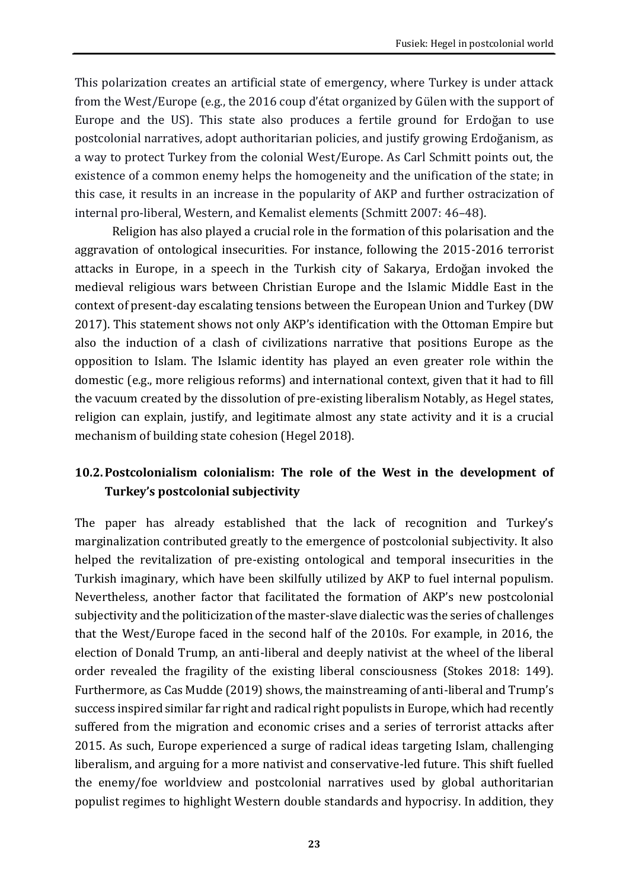This polarization creates an artificial state of emergency, where Turkey is under attack from the West/Europe (e.g., the 2016 coup d'état organized by Gülen with the support of Europe and the US). This state also produces a fertile ground for Erdoğan to use postcolonial narratives, adopt authoritarian policies, and justify growing Erdoğanism, as a way to protect Turkey from the colonial West/Europe. As Carl Schmitt points out, the existence of a common enemy helps the homogeneity and the unification of the state; in this case, it results in an increase in the popularity of AKP and further ostracization of internal pro-liberal, Western, and Kemalist elements (Schmitt 2007: 46–48).

Religion has also played a crucial role in the formation of this polarisation and the aggravation of ontological insecurities. For instance, following the 2015-2016 terrorist attacks in Europe, in a speech in the Turkish city of Sakarya, Erdoğan invoked the medieval religious wars between Christian Europe and the Islamic Middle East in the context of present-day escalating tensions between the European Union and Turkey (DW 2017). This statement shows not only AKP's identification with the Ottoman Empire but also the induction of a clash of civilizations narrative that positions Europe as the opposition to Islam. The Islamic identity has played an even greater role within the domestic (e.g., more religious reforms) and international context, given that it had to fill the vacuum created by the dissolution of pre-existing liberalism Notably, as Hegel states, religion can explain, justify, and legitimate almost any state activity and it is a crucial mechanism of building state cohesion (Hegel 2018).

## 10.2. Postcolonialism colonialism: The role of the West in the development of Turkey's postcolonial subjectivity

The paper has already established that the lack of recognition and Turkey's marginalization contributed greatly to the emergence of postcolonial subjectivity. It also helped the revitalization of pre-existing ontological and temporal insecurities in the Turkish imaginary, which have been skilfully utilized by AKP to fuel internal populism. Nevertheless, another factor that facilitated the formation of AKP's new postcolonial subjectivity and the politicization of the master-slave dialectic was the series of challenges that the West/Europe faced in the second half of the 2010s. For example, in 2016, the election of Donald Trump, an anti-liberal and deeply nativist at the wheel of the liberal order revealed the fragility of the existing liberal consciousness (Stokes 2018: 149). Furthermore, as Cas Mudde (2019) shows, the mainstreaming of anti-liberal and Trump's success inspired similar far right and radical right populists in Europe, which had recently suffered from the migration and economic crises and a series of terrorist attacks after 2015. As such, Europe experienced a surge of radical ideas targeting Islam, challenging liberalism, and arguing for a more nativist and conservative-led future. This shift fuelled the enemy/foe worldview and postcolonial narratives used by global authoritarian populist regimes to highlight Western double standards and hypocrisy. In addition, they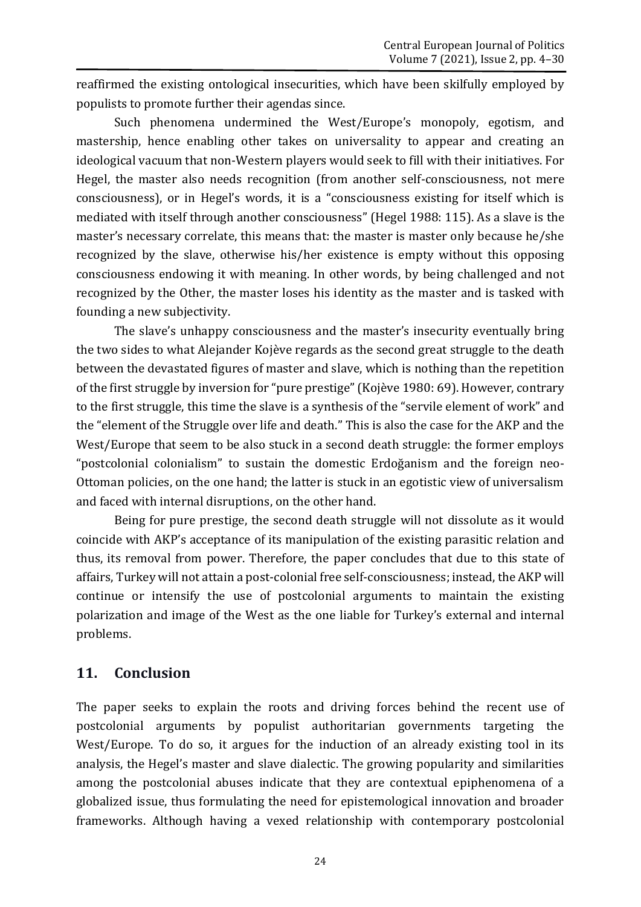reaffirmed the existing ontological insecurities, which have been skilfully employed by populists to promote further their agendas since.

Such phenomena undermined the West/Europe's monopoly, egotism, and mastership, hence enabling other takes on universality to appear and creating an ideological vacuum that non-Western players would seek to fill with their initiatives. For Hegel, the master also needs recognition (from another self-consciousness, not mere consciousness), or in Hegel's words, it is a "consciousness existing for itself which is mediated with itself through another consciousness" (Hegel 1988: 115). As a slave is the master's necessary correlate, this means that: the master is master only because he/she recognized by the slave, otherwise his/her existence is empty without this opposing consciousness endowing it with meaning. In other words, by being challenged and not recognized by the Other, the master loses his identity as the master and is tasked with founding a new subjectivity.

The slave's unhappy consciousness and the master's insecurity eventually bring the two sides to what Alejander Kojève regards as the second great struggle to the death between the devastated figures of master and slave, which is nothing than the repetition of the first struggle by inversion for "pure prestige" (Kojève 1980: 69). However, contrary to the first struggle, this time the slave is a synthesis of the "servile element of work" and the "element of the Struggle over life and death." This is also the case for the AKP and the West/Europe that seem to be also stuck in a second death struggle: the former employs "postcolonial colonialism" to sustain the domestic Erdoğanism and the foreign neo-Ottoman policies, on the one hand; the latter is stuck in an egotistic view of universalism and faced with internal disruptions, on the other hand.

Being for pure prestige, the second death struggle will not dissolute as it would coincide with AKP's acceptance of its manipulation of the existing parasitic relation and thus, its removal from power. Therefore, the paper concludes that due to this state of affairs, Turkey will not attain a post-colonial free self-consciousness; instead, the AKP will continue or intensify the use of postcolonial arguments to maintain the existing polarization and image of the West as the one liable for Turkey's external and internal problems.

## 11. Conclusion

The paper seeks to explain the roots and driving forces behind the recent use of postcolonial arguments by populist authoritarian governments targeting the West/Europe. To do so, it argues for the induction of an already existing tool in its analysis, the Hegel's master and slave dialectic. The growing popularity and similarities among the postcolonial abuses indicate that they are contextual epiphenomena of a globalized issue, thus formulating the need for epistemological innovation and broader frameworks. Although having a vexed relationship with contemporary postcolonial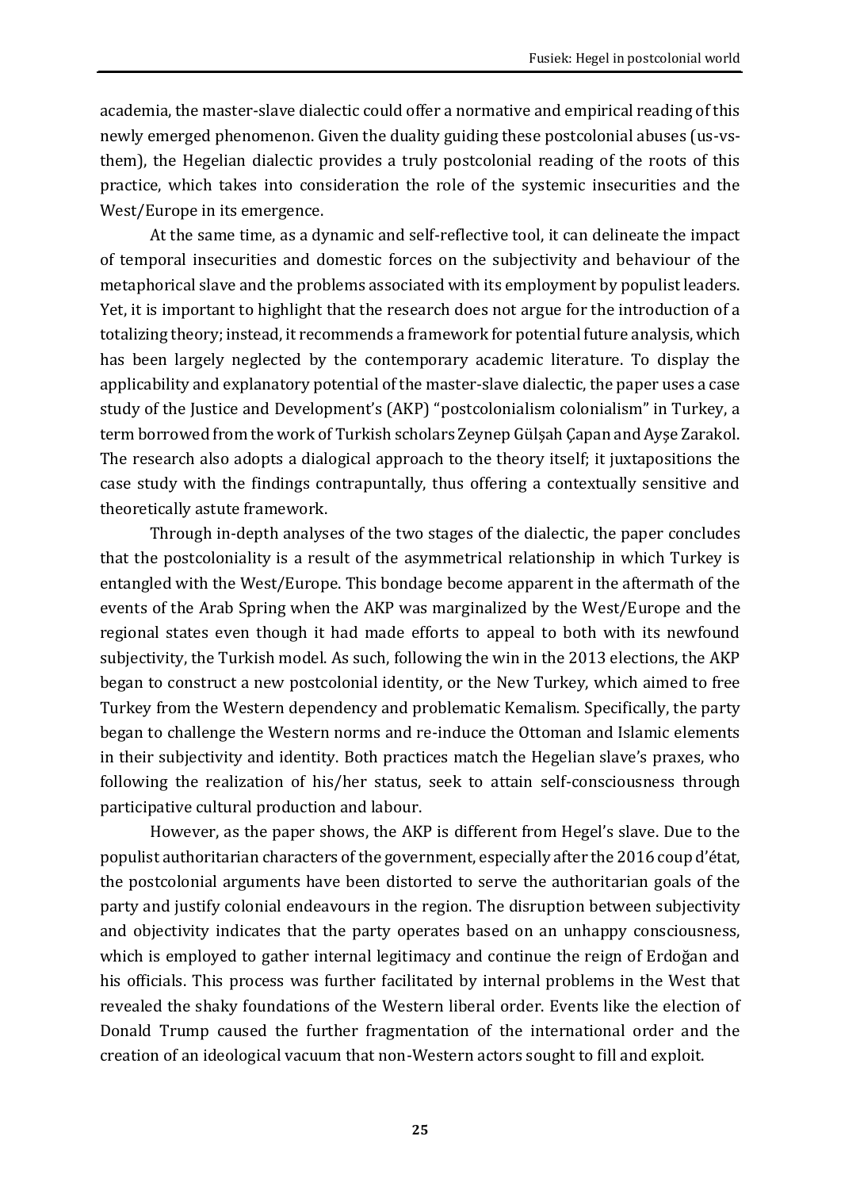academia, the master-slave dialectic could offer a normative and empirical reading of this newly emerged phenomenon. Given the duality guiding these postcolonial abuses (us-vs-them), the Hegelian dialectic provides a truly postcolonial reading of the roots of this practice, which takes into consideration the role of the systemic insecurities and the West/Europe in its emergence.

At the same time, as a dynamic and self-reflective tool, it can delineate the impact of temporal insecurities and domestic forces on the subjectivity and behaviour of the metaphorical slave and the problems associated with its employment by populist leaders. Yet, it is important to highlight that the research does not argue for the introduction of a totalizing theory; instead, it recommends a framework for potential future analysis, which has been largely neglected by the contemporary academic literature. To display the applicability and explanatory potential of the master-slave dialectic, the paper uses a case study of the Justice and Development's (AKP) "postcolonialism colonialism" in Turkey, a term borrowed from the work of Turkish scholars Zeynep Gülşah Çapan and Ayşe Zarakol. The research also adopts a dialogical approach to the theory itself; it juxtapositions the case study with the findings contrapuntally, thus offering a contextually sensitive and theoretically astute framework.

Through in-depth analyses of the two stages of the dialectic, the paper concludes that the postcoloniality is a result of the asymmetrical relationship in which Turkey is entangled with the West/Europe. This bondage become apparent in the aftermath of the events of the Arab Spring when the AKP was marginalized by the West/Europe and the regional states even though it had made efforts to appeal to both with its newfound subjectivity, the Turkish model. As such, following the win in the 2013 elections, the AKP began to construct a new postcolonial identity, or the New Turkey, which aimed to free Turkey from the Western dependency and problematic Kemalism. Specifically, the party began to challenge the Western norms and re-induce the Ottoman and Islamic elements in their subjectivity and identity. Both practices match the Hegelian slave's praxes, who following the realization of his/her status, seek to attain self-consciousness through participative cultural production and labour.

However, as the paper shows, the AKP is different from Hegel's slave. Due to the populist authoritarian characters of the government, especially after the 2016 coup d'état, the postcolonial arguments have been distorted to serve the authoritarian goals of the party and justify colonial endeavours in the region. The disruption between subjectivity and objectivity indicates that the party operates based on an unhappy consciousness, which is employed to gather internal legitimacy and continue the reign of Erdoğan and his officials. This process was further facilitated by internal problems in the West that revealed the shaky foundations of the Western liberal order. Events like the election of Donald Trump caused the further fragmentation of the international order and the creation of an ideological vacuum that non-Western actors sought to fill and exploit.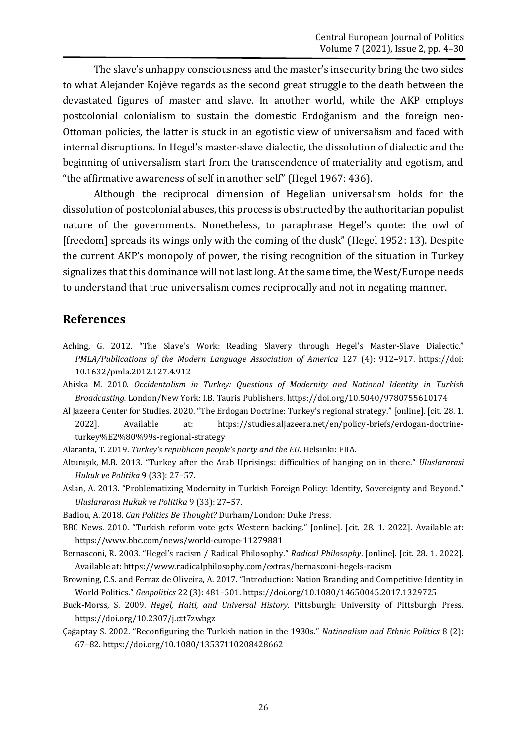The slave's unhappy consciousness and the master's insecurity bring the two sides to what Alejander Kojève regards as the second great struggle to the death between the devastated figures of master and slave. In another world, while the AKP employs postcolonial colonialism to sustain the domestic Erdoğanism and the foreign neo-Ottoman policies, the latter is stuck in an egotistic view of universalism and faced with internal disruptions. In Hegel's master-slave dialectic, the dissolution of dialectic and the beginning of universalism start from the transcendence of materiality and egotism, and "the affirmative awareness of self in another self" (Hegel 1967: 436).

Although the reciprocal dimension of Hegelian universalism holds for the dissolution of postcolonial abuses, this process is obstructed by the authoritarian populist nature of the governments. Nonetheless, to paraphrase Hegel's quote: the owl of [freedom] spreads its wings only with the coming of the dusk" (Hegel 1952: 13). Despite the current AKP's monopoly of power, the rising recognition of the situation in Turkey signalizes that this dominance will not last long. At the same time, the West/Europe needs to understand that true universalism comes reciprocally and not in negating manner.

## References

Aching, G. 2012. "The Slave's Work: Reading Slavery through Hegel's Master-Slave Dialectic." *PMLA/Publications of the Modern Language Association of America* 127 (4): 912–917. https://doi: 10.1632/pmla.2012.127.4.912

Ahiska M. 2010. *Occidentalism in Turkey: Questions of Modernity and National Identity in Turkish Broadcasting.* London/New York: I.B. Tauris Publishers. https://doi.org/10.5040/9780755610174

Al Jazeera Center for Studies. 2020. "The Erdogan Doctrine: Turkey's regional strategy." [online]. [cit. 28. 1. 2022]. Available at: https://studies.aljazeera.net/en/policy-briefs/erdogan-doctrine-turkey%E2%80%99s-regional-strategy

Alaranta, T. 2019. *Turkey's republican people's party and the EU.* Helsinki: FIIA.

Altunışık, M.B. 2013. "Turkey after the Arab Uprisings: difficulties of hanging on in there." *Uluslararasi Hukuk ve Politika* 9 (33): 27–57.

Aslan, A. 2013. "Problematizing Modernity in Turkish Foreign Policy: Identity, Sovereignty and Beyond." *Uluslararası Hukuk ve Politika* 9 (33): 27–57.

Badiou, A. 2018. *Can Politics Be Thought?* Durham/London: Duke Press.

BBC News. 2010. "Turkish reform vote gets Western backing." [online]. [cit. 28. 1. 2022]. Available at: https://www.bbc.com/news/world-europe-11279881

Bernasconi, R. 2003. "Hegel's racism / Radical Philosophy." *Radical Philosophy*. [online]. [cit. 28. 1. 2022]. Available at: https://www.radicalphilosophy.com/extras/bernasconi-hegels-racism

Browning, C.S. and Ferraz de Oliveira, A. 2017. "Introduction: Nation Branding and Competitive Identity in World Politics." *Geopolitics* 22 (3): 481–501. https://doi.org/10.1080/14650045.2017.1329725

Buck-Morss, S. 2009. *Hegel, Haiti, and Universal History*. Pittsburgh: University of Pittsburgh Press. https://doi.org/10.2307/j.ctt7zwbgz

Çağaptay S. 2002. "Reconfiguring the Turkish nation in the 1930s." *Nationalism and Ethnic Politics* 8 (2): 67–82. https://doi.org/10.1080/13537110208428662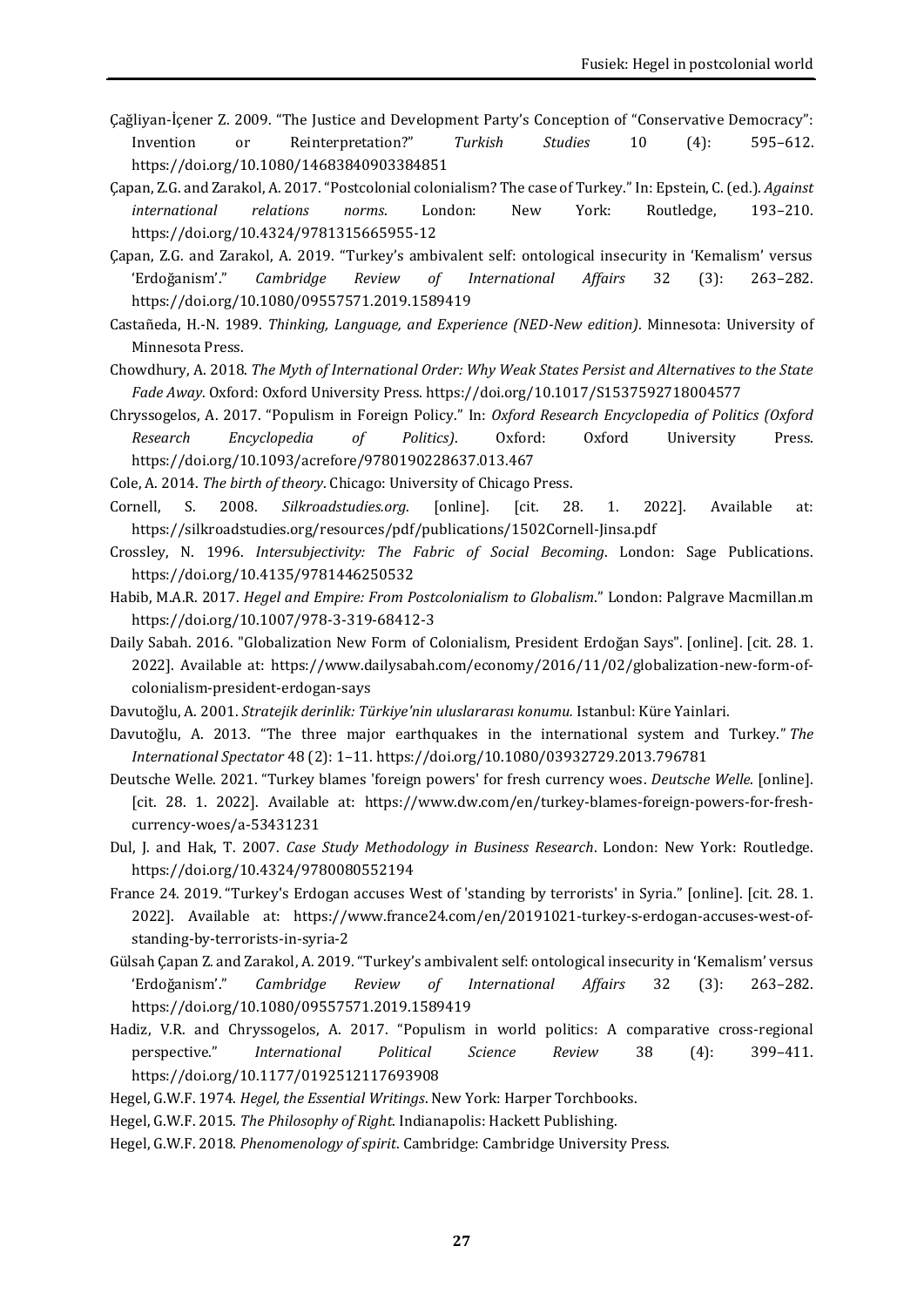Çağliyan-İçener Z. 2009. “The Justice and Development Party’s Conception of “Conservative Democracy”: Invention or Reinterpretation?” *Turkish Studies* 10 (4): 595–612. https://doi.org/10.1080/14683840903384851

Çapan, Z.G. and Zarakol, A. 2017. “Postcolonial colonialism? The case of Turkey.” In: Epstein, C. (ed.). *Against international relations norms*. London: New York: Routledge, 193–210. https://doi.org/10.4324/9781315665955-12

Çapan, Z.G. and Zarakol, A. 2019. “Turkey’s ambivalent self: ontological insecurity in ‘Kemalism’ versus ‘Erdoğanism’.” *Cambridge Review of International Affairs* 32 (3): 263–282. https://doi.org/10.1080/09557571.2019.1589419

Castañeda, H.-N. 1989. *Thinking, Language, and Experience (NED-New edition)*. Minnesota: University of Minnesota Press.

Chowdhury, A. 2018. *The Myth of International Order: Why Weak States Persist and Alternatives to the State Fade Away*. Oxford: Oxford University Press. https://doi.org/10.1017/S1537592718004577

Chryssogelos, A. 2017. “Populism in Foreign Policy.” In: *Oxford Research Encyclopedia of Politics (Oxford Research Encyclopedia of Politics)*. Oxford: Oxford University Press. https://doi.org/10.1093/acrefore/9780190228637.013.467

Cole, A. 2014. *The birth of theory*. Chicago: University of Chicago Press.

Cornell, S. 2008. *Silkroadstudies.org*. [online]. [cit. 28. 1. 2022]. Available at: https://silkroadstudies.org/resources/pdf/publications/1502Cornell-Jinsa.pdf

Crossley, N. 1996. *Intersubjectivity: The Fabric of Social Becoming*. London: Sage Publications. https://doi.org/10.4135/9781446250532

Habib, M.A.R. 2017. *Hegel and Empire: From Postcolonialism to Globalism*.” London: Palgrave Macmillan.m https://doi.org/10.1007/978-3-319-68412-3

Daily Sabah. 2016. "Globalization New Form of Colonialism, President Erdoğan Says". [online]. [cit. 28. 1. 2022]. Available at: https://www.dailysabah.com/economy/2016/11/02/globalization-new-form-of-colonialism-president-erdogan-says

Davutoğlu, A. 2001. *Stratejik derinlik: Türkiye'nin uluslararası konumu.* Istanbul: Küre Yainlari.

Davutoğlu, A. 2013. “The three major earthquakes in the international system and Turkey.” *The International Spectator* 48 (2): 1–11. https://doi.org/10.1080/03932729.2013.796781

Deutsche Welle. 2021. “Turkey blames 'foreign powers' for fresh currency woes. *Deutsche Welle*. [online]. [cit. 28. 1. 2022]. Available at: https://www.dw.com/en/turkey-blames-foreign-powers-for-fresh-currency-woes/a-53431231

Dul, J. and Hak, T. 2007. *Case Study Methodology in Business Research*. London: New York: Routledge. https://doi.org/10.4324/9780080552194

France 24. 2019. “Turkey's Erdogan accuses West of 'standing by terrorists' in Syria.” [online]. [cit. 28. 1. 2022]. Available at: https://www.france24.com/en/20191021-turkey-s-erdogan-accuses-west-of-standing-by-terrorists-in-syria-2

Gülsah Çapan Z. and Zarakol, A. 2019. “Turkey’s ambivalent self: ontological insecurity in ‘Kemalism’ versus ‘Erdoğanism’.” *Cambridge Review of International Affairs* 32 (3): 263–282. https://doi.org/10.1080/09557571.2019.1589419

Hadiz, V.R. and Chryssogelos, A. 2017. “Populism in world politics: A comparative cross-regional perspective.” *International Political Science Review* 38 (4): 399–411. https://doi.org/10.1177/0192512117693908

Hegel, G.W.F. 1974. *Hegel, the Essential Writings*. New York: Harper Torchbooks.

Hegel, G.W.F. 2015. *The Philosophy of Right*. Indianapolis: Hackett Publishing.

Hegel, G.W.F. 2018. *Phenomenology of spirit*. Cambridge: Cambridge University Press.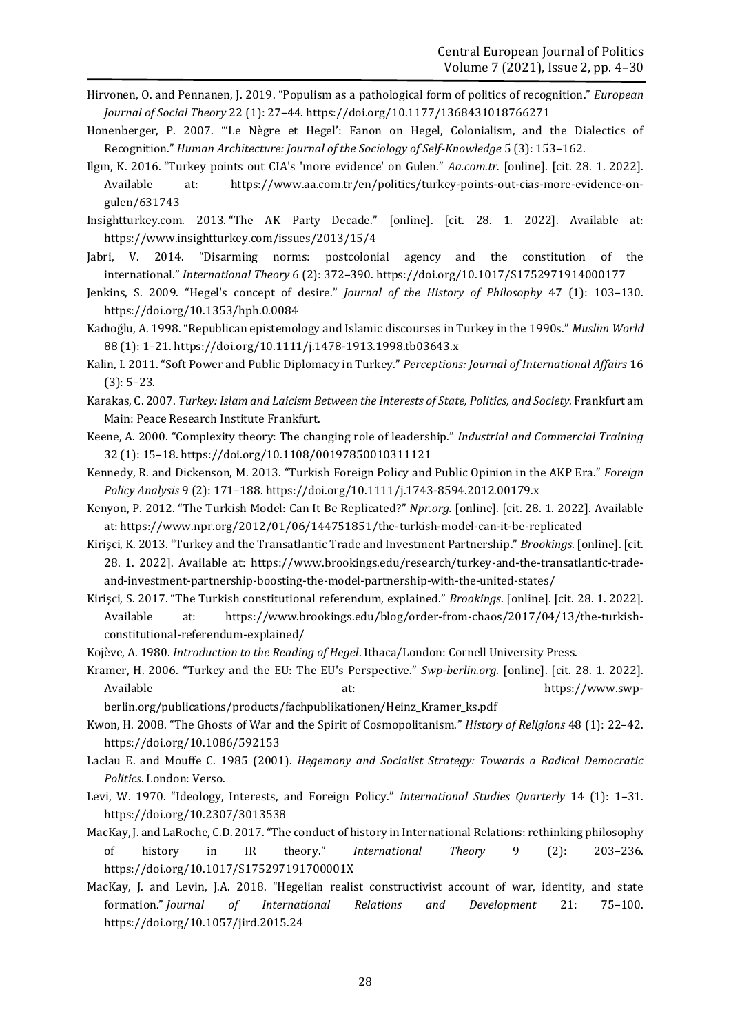Hirvonen, O. and Pennanen, J. 2019. "Populism as a pathological form of politics of recognition." *European Journal of Social Theory* 22 (1): 27–44. https://doi.org/10.1177/1368431018766271

Honenberger, P. 2007. "'Le Nègre et Hegel': Fanon on Hegel, Colonialism, and the Dialectics of Recognition." *Human Architecture: Journal of the Sociology of Self-Knowledge* 5 (3): 153–162.

Ilgın, K. 2016. "Turkey points out CIA's 'more evidence' on Gulen." *Aa.com.tr.* [online]. [cit. 28. 1. 2022]. Available at: https://www.aa.com.tr/en/politics/turkey-points-out-cias-more-evidence-on-gulen/631743

Insightturkey.com. 2013. "The AK Party Decade." [online]. [cit. 28. 1. 2022]. Available at: https://www.insightturkey.com/issues/2013/15/4

Jabri, V. 2014. "Disarming norms: postcolonial agency and the constitution of the international." *International Theory* 6 (2): 372–390. https://doi.org/10.1017/S1752971914000177

Jenkins, S. 2009. "Hegel's concept of desire." *Journal of the History of Philosophy* 47 (1): 103–130. https://doi.org/10.1353/hph.0.0084

Kadıoğlu, A. 1998. "Republican epistemology and Islamic discourses in Turkey in the 1990s." *Muslim World* 88 (1): 1–21. https://doi.org/10.1111/j.1478-1913.1998.tb03643.x

Kalin, I. 2011. "Soft Power and Public Diplomacy in Turkey." *Perceptions: Journal of International Affairs* 16 (3): 5–23.

Karakas, C. 2007. *Turkey: Islam and Laicism Between the Interests of State, Politics, and Society.* Frankfurt am Main: Peace Research Institute Frankfurt.

Keene, A. 2000. "Complexity theory: The changing role of leadership." *Industrial and Commercial Training* 32 (1): 15–18. https://doi.org/10.1108/00197850010311121

Kennedy, R. and Dickenson, M. 2013. "Turkish Foreign Policy and Public Opinion in the AKP Era." *Foreign Policy Analysis* 9 (2): 171–188. https://doi.org/10.1111/j.1743-8594.2012.00179.x

Kenyon, P. 2012. "The Turkish Model: Can It Be Replicated?" *Npr.org.* [online]. [cit. 28. 1. 2022]. Available at: https://www.npr.org/2012/01/06/144751851/the-turkish-model-can-it-be-replicated

Kirişci, K. 2013. "Turkey and the Transatlantic Trade and Investment Partnership." *Brookings*. [online]. [cit. 28. 1. 2022]. Available at: https://www.brookings.edu/research/turkey-and-the-transatlantic-trade-and-investment-partnership-boosting-the-model-partnership-with-the-united-states/

Kirişci, S. 2017. "The Turkish constitutional referendum, explained." *Brookings*. [online]. [cit. 28. 1. 2022]. Available at: https://www.brookings.edu/blog/order-from-chaos/2017/04/13/the-turkish-constitutional-referendum-explained/

Kojève, A. 1980. *Introduction to the Reading of Hegel*. Ithaca/London: Cornell University Press.

Kramer, H. 2006. "Turkey and the EU: The EU's Perspective." *Swp-berlin.org*. [online]. [cit. 28. 1. 2022]. Available at: https://www.swp-berlin.org/publications/products/fachpublikationen/Heinz_Kramer_ks.pdf

Kwon, H. 2008. "The Ghosts of War and the Spirit of Cosmopolitanism." *History of Religions* 48 (1): 22–42. https://doi.org/10.1086/592153

Laclau E. and Mouffe C. 1985 (2001). *Hegemony and Socialist Strategy: Towards a Radical Democratic Politics*. London: Verso.

Levi, W. 1970. "Ideology, Interests, and Foreign Policy." *International Studies Quarterly* 14 (1): 1–31. https://doi.org/10.2307/3013538

MacKay, J. and LaRoche, C.D. 2017. "The conduct of history in International Relations: rethinking philosophy of history in IR theory." *International Theory* 9 (2): 203–236. https://doi.org/10.1017/S175297191700001X

MacKay, J. and Levin, J.A. 2018. "Hegelian realist constructivist account of war, identity, and state formation." *Journal of International Relations and Development* 21: 75–100. https://doi.org/10.1057/jird.2015.24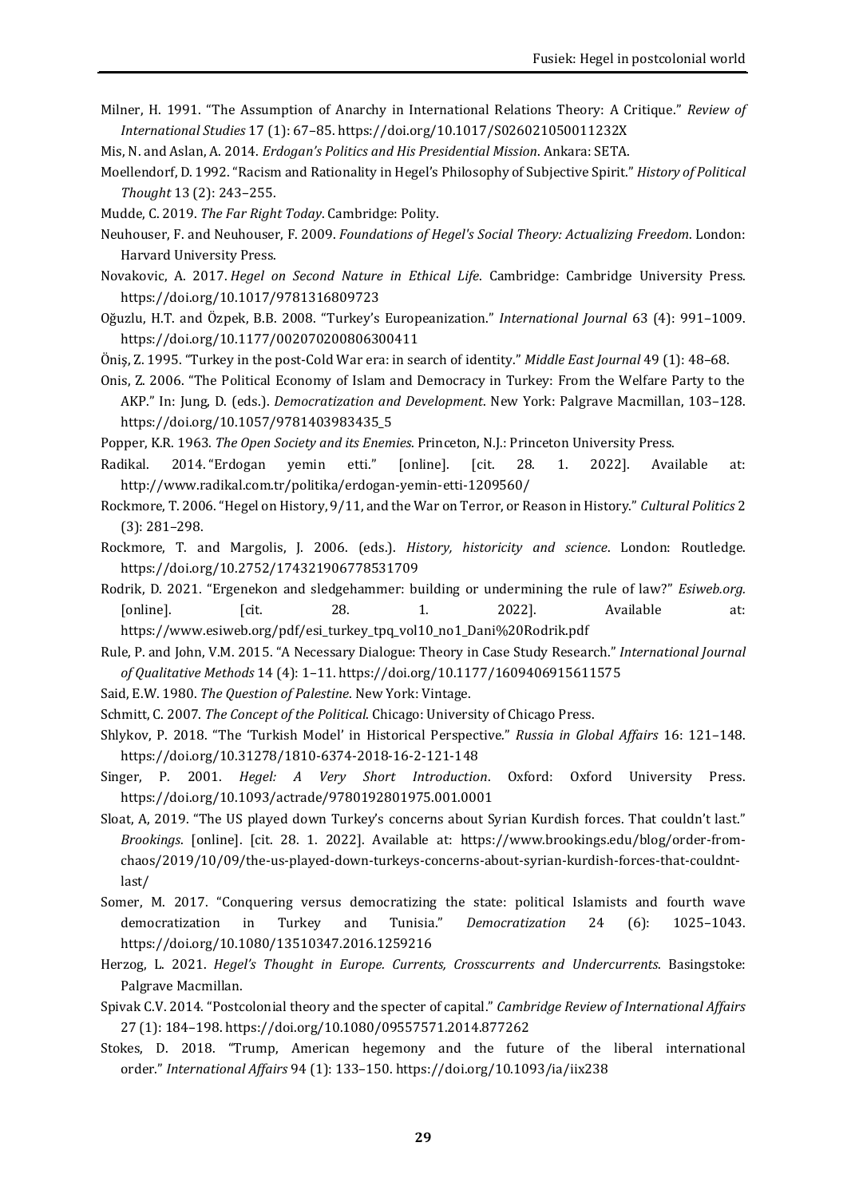Milner, H. 1991. "The Assumption of Anarchy in International Relations Theory: A Critique." *Review of International Studies* 17 (1): 67–85. https://doi.org/10.1017/S026021050011232X

Mis, N. and Aslan, A. 2014. *Erdogan's Politics and His Presidential Mission*. Ankara: SETA.

Moellendorf, D. 1992. "Racism and Rationality in Hegel's Philosophy of Subjective Spirit." *History of Political Thought* 13 (2): 243–255.

Mudde, C. 2019. *The Far Right Today*. Cambridge: Polity.

Neuhouser, F. and Neuhouser, F. 2009. *Foundations of Hegel's Social Theory: Actualizing Freedom*. London: Harvard University Press.

Novakovic, A. 2017. *Hegel on Second Nature in Ethical Life*. Cambridge: Cambridge University Press. https://doi.org/10.1017/9781316809723

Oğuzlu, H.T. and Özpek, B.B. 2008. "Turkey's Europeanization." *International Journal* 63 (4): 991–1009. https://doi.org/10.1177/002070200806300411

Öniş, Z. 1995. "Turkey in the post-Cold War era: in search of identity." *Middle East Journal* 49 (1): 48–68.

Onis, Z. 2006. "The Political Economy of Islam and Democracy in Turkey: From the Welfare Party to the AKP." In: Jung, D. (eds.). *Democratization and Development*. New York: Palgrave Macmillan, 103–128. https://doi.org/10.1057/9781403983435_5

Popper, K.R. 1963. *The Open Society and its Enemies*. Princeton, N.J.: Princeton University Press.

Radikal. 2014. "Erdogan yemin etti." [online]. [cit. 28. 1. 2022]. Available at: http://www.radikal.com.tr/politika/erdogan-yemin-etti-1209560/

Rockmore, T. 2006. "Hegel on History, 9/11, and the War on Terror, or Reason in History." *Cultural Politics* 2 (3): 281–298.

Rockmore, T. and Margolis, J. 2006. (eds.). *History, historicity and science*. London: Routledge. https://doi.org/10.2752/174321906778531709

Rodrik, D. 2021. "Ergenekon and sledgehammer: building or undermining the rule of law?" *Esiweb.org.* [online]. [cit. 28. 1. 2022]. Available at: https://www.esiweb.org/pdf/esi_turkey_tpq_vol10_no1_Dani%20Rodrik.pdf

Rule, P. and John, V.M. 2015. "A Necessary Dialogue: Theory in Case Study Research." *International Journal of Qualitative Methods* 14 (4): 1–11. https://doi.org/10.1177/1609406915611575

Said, E.W. 1980. *The Question of Palestine*. New York: Vintage.

Schmitt, C. 2007. *The Concept of the Political*. Chicago: University of Chicago Press.

Shlykov, P. 2018. "The 'Turkish Model' in Historical Perspective." *Russia in Global Affairs* 16: 121–148. https://doi.org/10.31278/1810-6374-2018-16-2-121-148

Singer, P. 2001. *Hegel: A Very Short Introduction*. Oxford: Oxford University Press. https://doi.org/10.1093/actrade/9780192801975.001.0001

Sloat, A, 2019. "The US played down Turkey's concerns about Syrian Kurdish forces. That couldn't last." *Brookings*. [online]. [cit. 28. 1. 2022]. Available at: https://www.brookings.edu/blog/order-from-chaos/2019/10/09/the-us-played-down-turkeys-concerns-about-syrian-kurdish-forces-that-couldnt-last/

Somer, M. 2017. "Conquering versus democratizing the state: political Islamists and fourth wave democratization in Turkey and Tunisia." *Democratization* 24 (6): 1025–1043. https://doi.org/10.1080/13510347.2016.1259216

Herzog, L. 2021. *Hegel's Thought in Europe. Currents, Crosscurrents and Undercurrents*. Basingstoke: Palgrave Macmillan.

Spivak C.V. 2014. "Postcolonial theory and the specter of capital." *Cambridge Review of International Affairs* 27 (1): 184–198. https://doi.org/10.1080/09557571.2014.877262

Stokes, D. 2018. "Trump, American hegemony and the future of the liberal international order." *International Affairs* 94 (1): 133–150. https://doi.org/10.1093/ia/iix238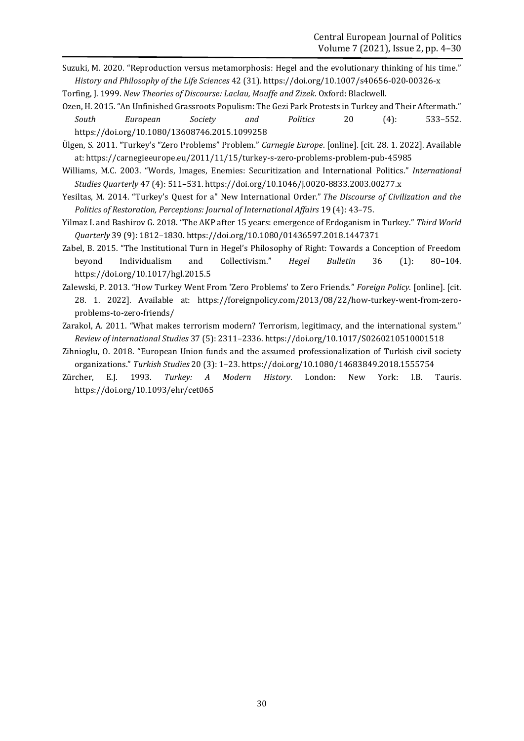Suzuki, M. 2020. “Reproduction versus metamorphosis: Hegel and the evolutionary thinking of his time.” *History and Philosophy of the Life Sciences* 42 (31). https://doi.org/10.1007/s40656-020-00326-x

Torfing, J. 1999. *New Theories of Discourse: Laclau, Mouffe and Zizek*. Oxford: Blackwell.

Ozen, H. 2015. “An Unfinished Grassroots Populism: The Gezi Park Protests in Turkey and Their Aftermath.” *South European Society and Politics* 20 (4): 533–552. https://doi.org/10.1080/13608746.2015.1099258

Ülgen, S. 2011. “Turkey’s “Zero Problems” Problem.” *Carnegie Europe*. [online]. [cit. 28. 1. 2022]. Available at: https://carnegieeurope.eu/2011/11/15/turkey-s-zero-problems-problem-pub-45985

Williams, M.C. 2003. “Words, Images, Enemies: Securitization and International Politics.” *International Studies Quarterly* 47 (4): 511–531. https://doi.org/10.1046/j.0020-8833.2003.00277.x

Yesiltas, M. 2014. “Turkey's Quest for a" New International Order.” *The Discourse of Civilization and the Politics of Restoration, Perceptions: Journal of International Affairs* 19 (4): 43–75.

Yilmaz I. and Bashirov G. 2018. “The AKP after 15 years: emergence of Erdoganism in Turkey.” *Third World Quarterly* 39 (9): 1812–1830. https://doi.org/10.1080/01436597.2018.1447371

Zabel, B. 2015. “The Institutional Turn in Hegel’s Philosophy of Right: Towards a Conception of Freedom beyond Individualism and Collectivism.” *Hegel Bulletin* 36 (1): 80–104. https://doi.org/10.1017/hgl.2015.5

Zalewski, P. 2013. “How Turkey Went From 'Zero Problems' to Zero Friends.” *Foreign Policy*. [online]. [cit. 28. 1. 2022]. Available at: https://foreignpolicy.com/2013/08/22/how-turkey-went-from-zero-problems-to-zero-friends/

Zarakol, A. 2011. “What makes terrorism modern? Terrorism, legitimacy, and the international system.” *Review of international Studies* 37 (5): 2311–2336. https://doi.org/10.1017/S0260210510001518

Zihnioglu, O. 2018. “European Union funds and the assumed professionalization of Turkish civil society organizations.” *Turkish Studies* 20 (3): 1–23. https://doi.org/10.1080/14683849.2018.1555754

Zürcher, E.J. 1993. *Turkey: A Modern History*. London: New York: I.B. Tauris. https://doi.org/10.1093/ehr/cet065